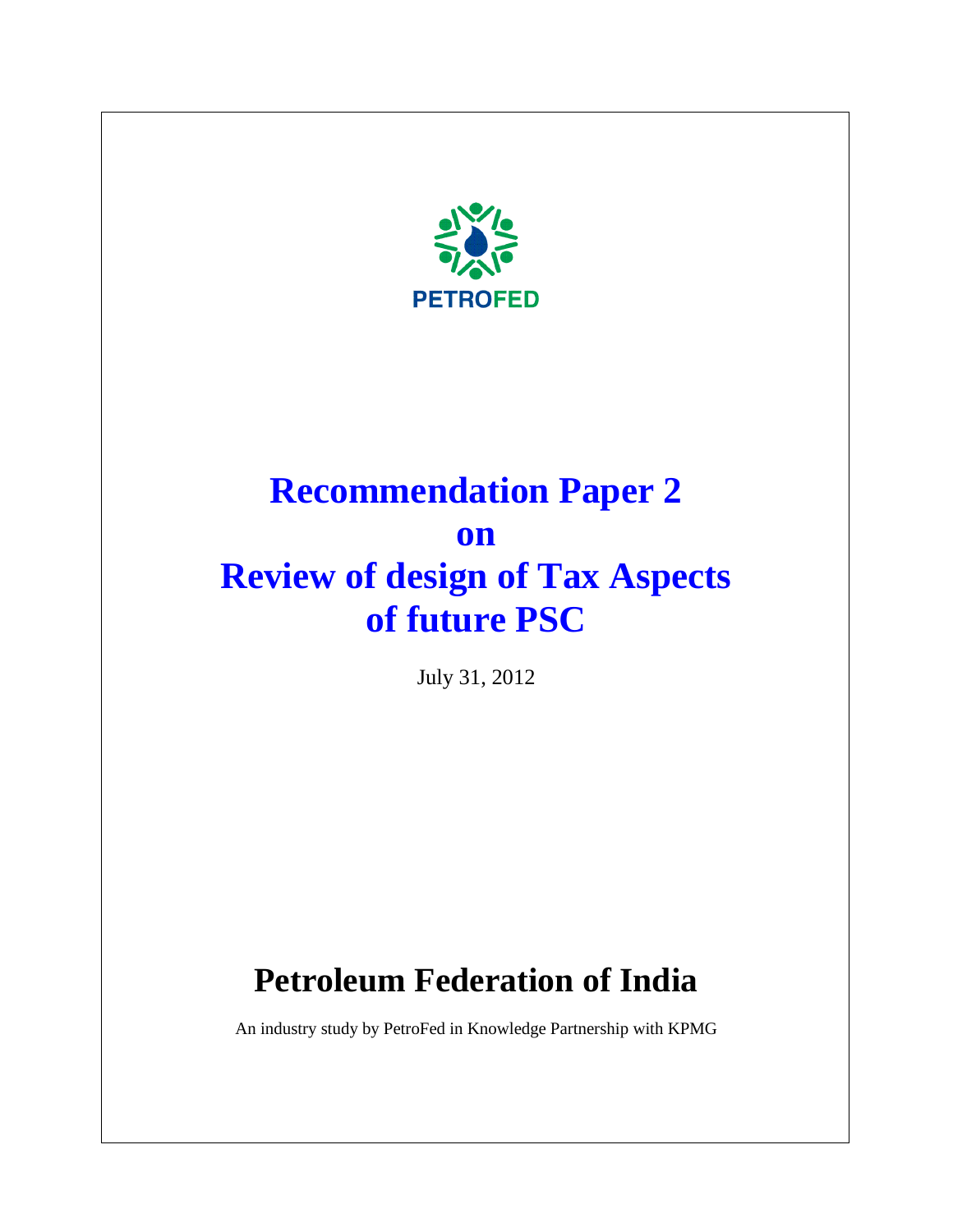PETROFED

# Recommendation Paper 2 on Review of design of Tax Aspects of future PSC

July 31, 2012

## Petroleum Federation of India

An industry study by PetroFed in Knowledge Partnership with KPMG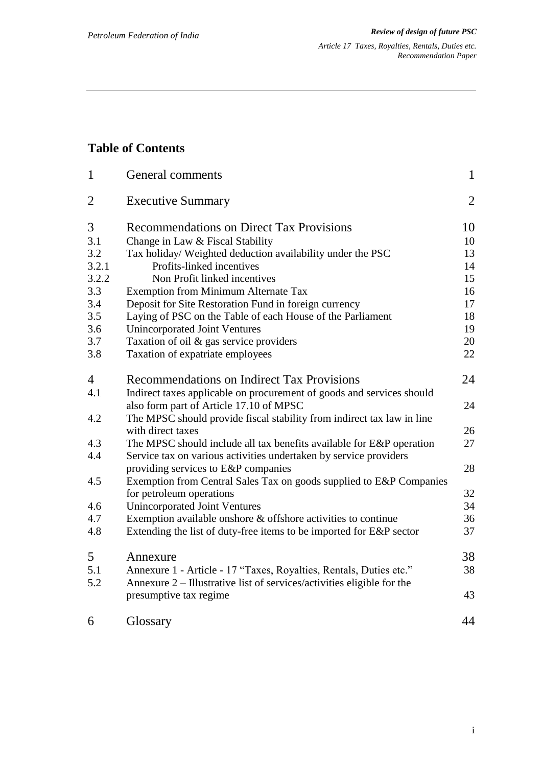## Table of Contents

| | | |
|---|---|---|
| 1 | General comments | 1 |
| 2 | Executive Summary | 2 |
| 3 | Recommendations on Direct Tax Provisions | 10 |
| 3.1 | Change in Law & Fiscal Stability | 10 |
| 3.2 | Tax holiday/ Weighted deduction availability under the PSC | 13 |
| 3.2.1 | Profits-linked incentives | 14 |
| 3.2.2 | Non Profit linked incentives | 15 |
| 3.3 | Exemption from Minimum Alternate Tax | 16 |
| 3.4 | Deposit for Site Restoration Fund in foreign currency | 17 |
| 3.5 | Laying of PSC on the Table of each House of the Parliament | 18 |
| 3.6 | Unincorporated Joint Ventures | 19 |
| 3.7 | Taxation of oil & gas service providers | 20 |
| 3.8 | Taxation of expatriate employees | 22 |
| 4 | Recommendations on Indirect Tax Provisions | 24 |
| 4.1 | Indirect taxes applicable on procurement of goods and services should also form part of Article 17.10 of MPSC | 24 |
| 4.2 | The MPSC should provide fiscal stability from indirect tax law in line with direct taxes | 26 |
| 4.3 | The MPSC should include all tax benefits available for E&P operation | 27 |
| 4.4 | Service tax on various activities undertaken by service providers providing services to E&P companies | 28 |
| 4.5 | Exemption from Central Sales Tax on goods supplied to E&P Companies for petroleum operations | 32 |
| 4.6 | Unincorporated Joint Ventures | 34 |
| 4.7 | Exemption available onshore & offshore activities to continue | 36 |
| 4.8 | Extending the list of duty-free items to be imported for E&P sector | 37 |
| 5 | Annexure | 38 |
| 5.1 | Annexure 1 - Article - 17 "Taxes, Royalties, Rentals, Duties etc." | 38 |
| 5.2 | Annexure 2 – Illustrative list of services/activities eligible for the presumptive tax regime | 43 |
| 6 | Glossary | 44 |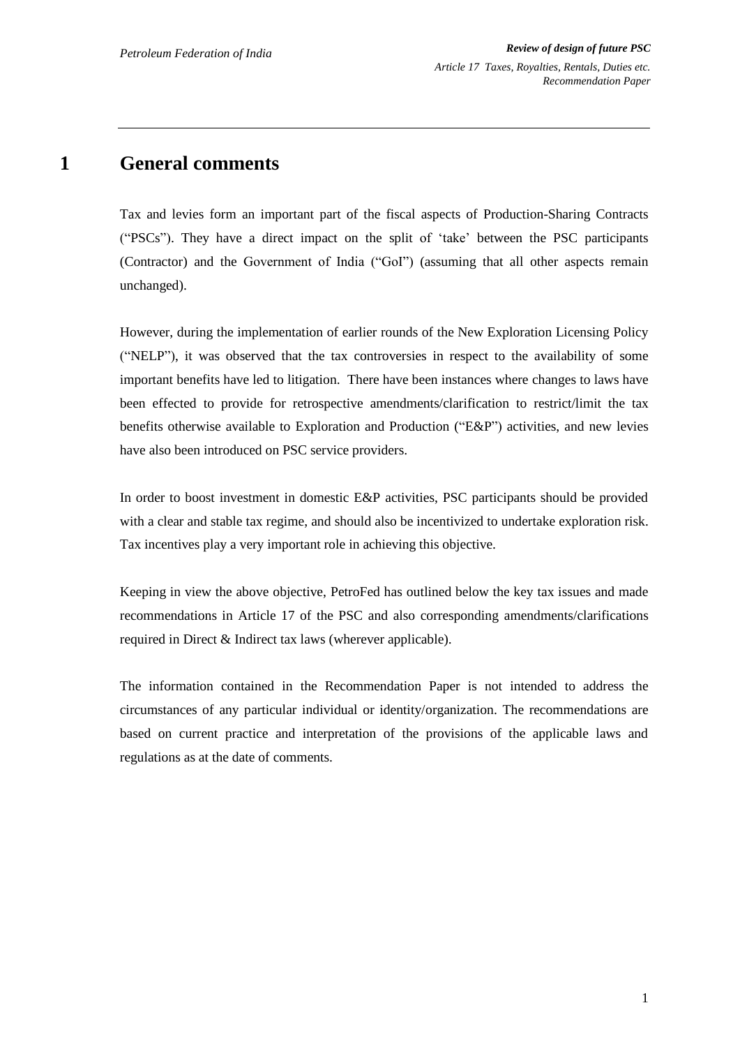# 1 General comments

Tax and levies form an important part of the fiscal aspects of Production-Sharing Contracts ("PSCs"). They have a direct impact on the split of 'take' between the PSC participants (Contractor) and the Government of India ("GoI") (assuming that all other aspects remain unchanged).

However, during the implementation of earlier rounds of the New Exploration Licensing Policy ("NELP"), it was observed that the tax controversies in respect to the availability of some important benefits have led to litigation. There have been instances where changes to laws have been effected to provide for retrospective amendments/clarification to restrict/limit the tax benefits otherwise available to Exploration and Production ("E&P") activities, and new levies have also been introduced on PSC service providers.

In order to boost investment in domestic E&P activities, PSC participants should be provided with a clear and stable tax regime, and should also be incentivized to undertake exploration risk. Tax incentives play a very important role in achieving this objective.

Keeping in view the above objective, PetroFed has outlined below the key tax issues and made recommendations in Article 17 of the PSC and also corresponding amendments/clarifications required in Direct & Indirect tax laws (wherever applicable).

The information contained in the Recommendation Paper is not intended to address the circumstances of any particular individual or identity/organization. The recommendations are based on current practice and interpretation of the provisions of the applicable laws and regulations as at the date of comments.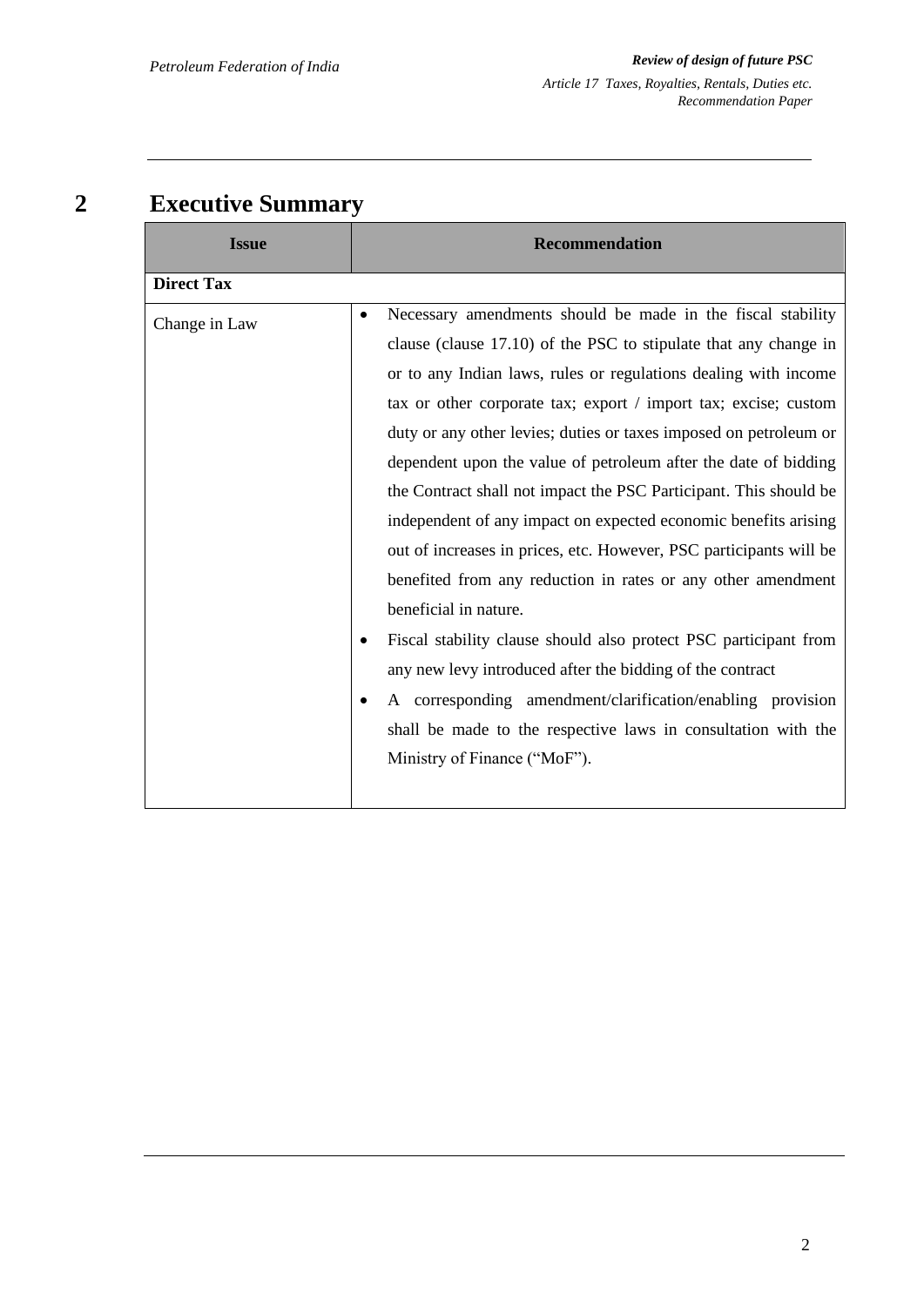# 2 Executive Summary

| Issue | Recommendation |
|---|---|
| **Direct Tax** | |
| Change in Law | • Necessary amendments should be made in the fiscal stability clause (clause 17.10) of the PSC to stipulate that any change in or to any Indian laws, rules or regulations dealing with income tax or other corporate tax; export / import tax; excise; custom duty or any other levies; duties or taxes imposed on petroleum or dependent upon the value of petroleum after the date of bidding the Contract shall not impact the PSC Participant. This should be independent of any impact on expected economic benefits arising out of increases in prices, etc. However, PSC participants will be benefited from any reduction in rates or any other amendment beneficial in nature.<br>• Fiscal stability clause should also protect PSC participant from any new levy introduced after the bidding of the contract<br>• A corresponding amendment/clarification/enabling provision shall be made to the respective laws in consultation with the Ministry of Finance ("MoF"). |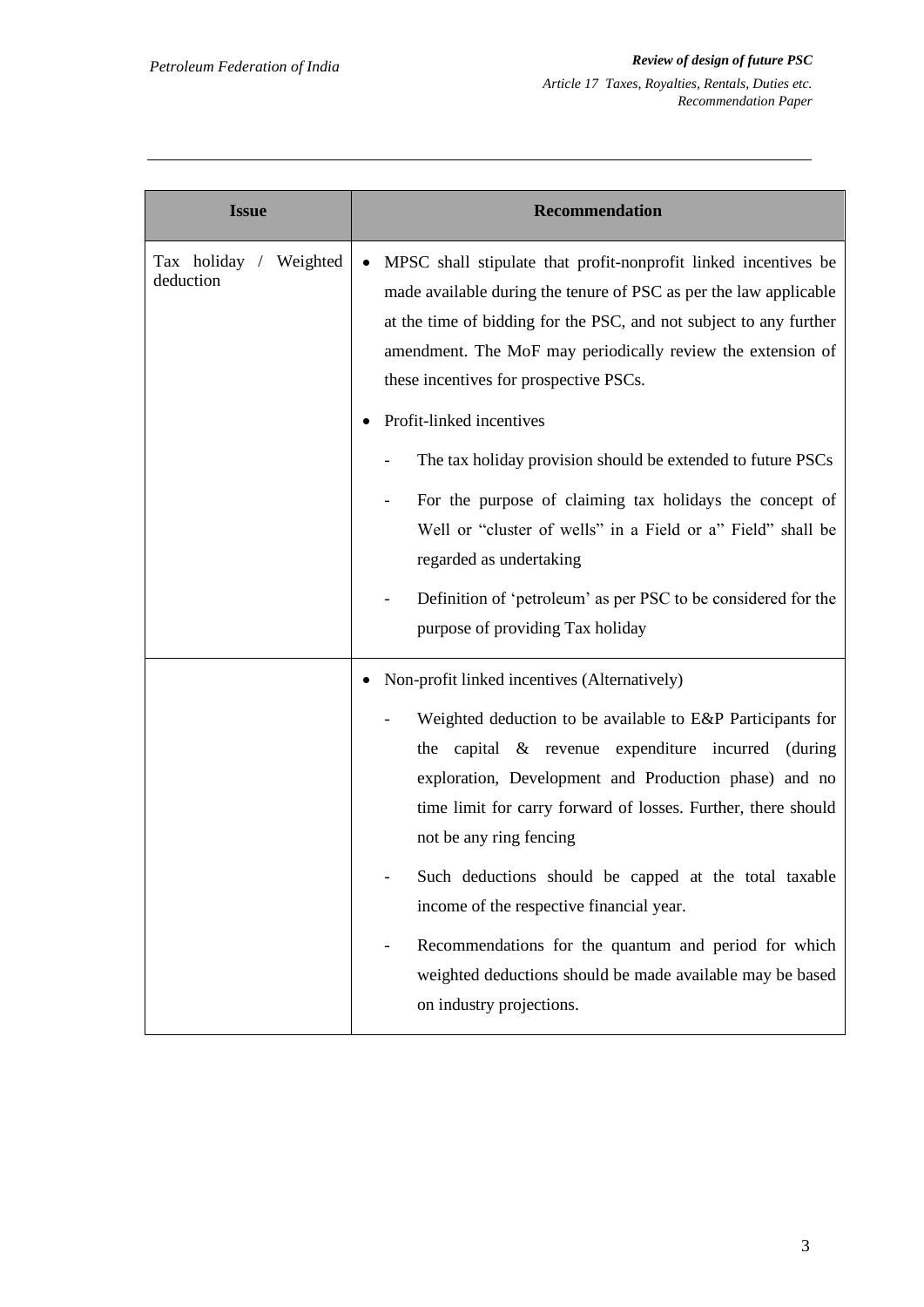| Issue | Recommendation |
|---|---|
| Tax holiday / Weighted deduction | • MPSC shall stipulate that profit-nonprofit linked incentives be made available during the tenure of PSC as per the law applicable at the time of bidding for the PSC, and not subject to any further amendment. The MoF may periodically review the extension of these incentives for prospective PSCs.<br>• Profit-linked incentives<br>- The tax holiday provision should be extended to future PSCs<br>- For the purpose of claiming tax holidays the concept of Well or "cluster of wells" in a Field or a" Field" shall be regarded as undertaking<br>- Definition of 'petroleum' as per PSC to be considered for the purpose of providing Tax holiday |
| | • Non-profit linked incentives (Alternatively)<br>- Weighted deduction to be available to E&P Participants for the capital & revenue expenditure incurred (during exploration, Development and Production phase) and no time limit for carry forward of losses. Further, there should not be any ring fencing<br>- Such deductions should be capped at the total taxable income of the respective financial year.<br>- Recommendations for the quantum and period for which weighted deductions should be made available may be based on industry projections. |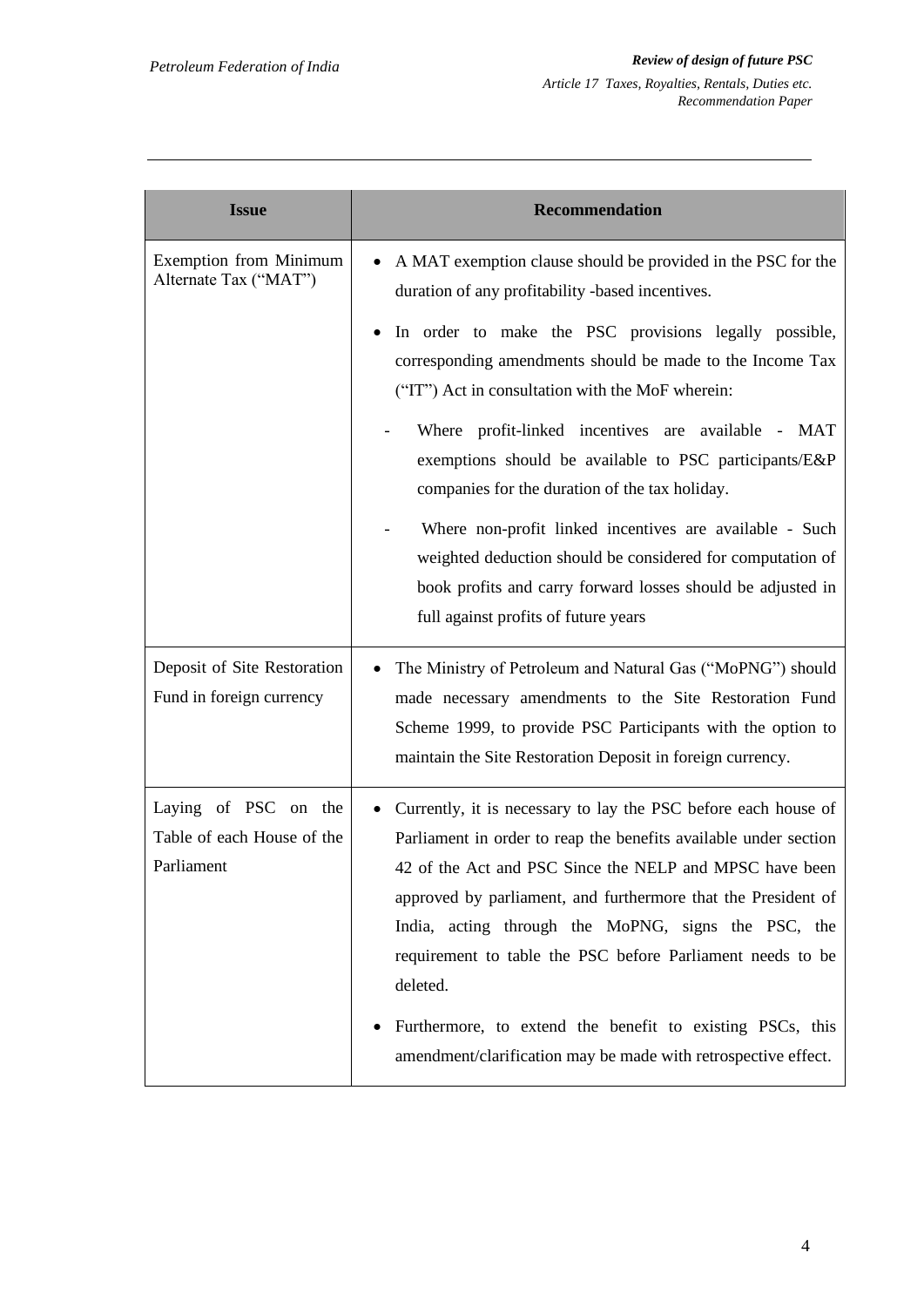| Issue | Recommendation |
|---|---|
| Exemption from Minimum Alternate Tax ("MAT") | • A MAT exemption clause should be provided in the PSC for the duration of any profitability -based incentives.<br>• In order to make the PSC provisions legally possible, corresponding amendments should be made to the Income Tax ("IT") Act in consultation with the MoF wherein:<br>- Where profit-linked incentives are available - MAT exemptions should be available to PSC participants/E&P companies for the duration of the tax holiday.<br>- Where non-profit linked incentives are available - Such weighted deduction should be considered for computation of book profits and carry forward losses should be adjusted in full against profits of future years |
| Deposit of Site Restoration Fund in foreign currency | • The Ministry of Petroleum and Natural Gas ("MoPNG") should made necessary amendments to the Site Restoration Fund Scheme 1999, to provide PSC Participants with the option to maintain the Site Restoration Deposit in foreign currency. |
| Laying of PSC on the Table of each House of the Parliament | • Currently, it is necessary to lay the PSC before each house of Parliament in order to reap the benefits available under section 42 of the Act and PSC Since the NELP and MPSC have been approved by parliament, and furthermore that the President of India, acting through the MoPNG, signs the PSC, the requirement to table the PSC before Parliament needs to be deleted.<br>• Furthermore, to extend the benefit to existing PSCs, this amendment/clarification may be made with retrospective effect. |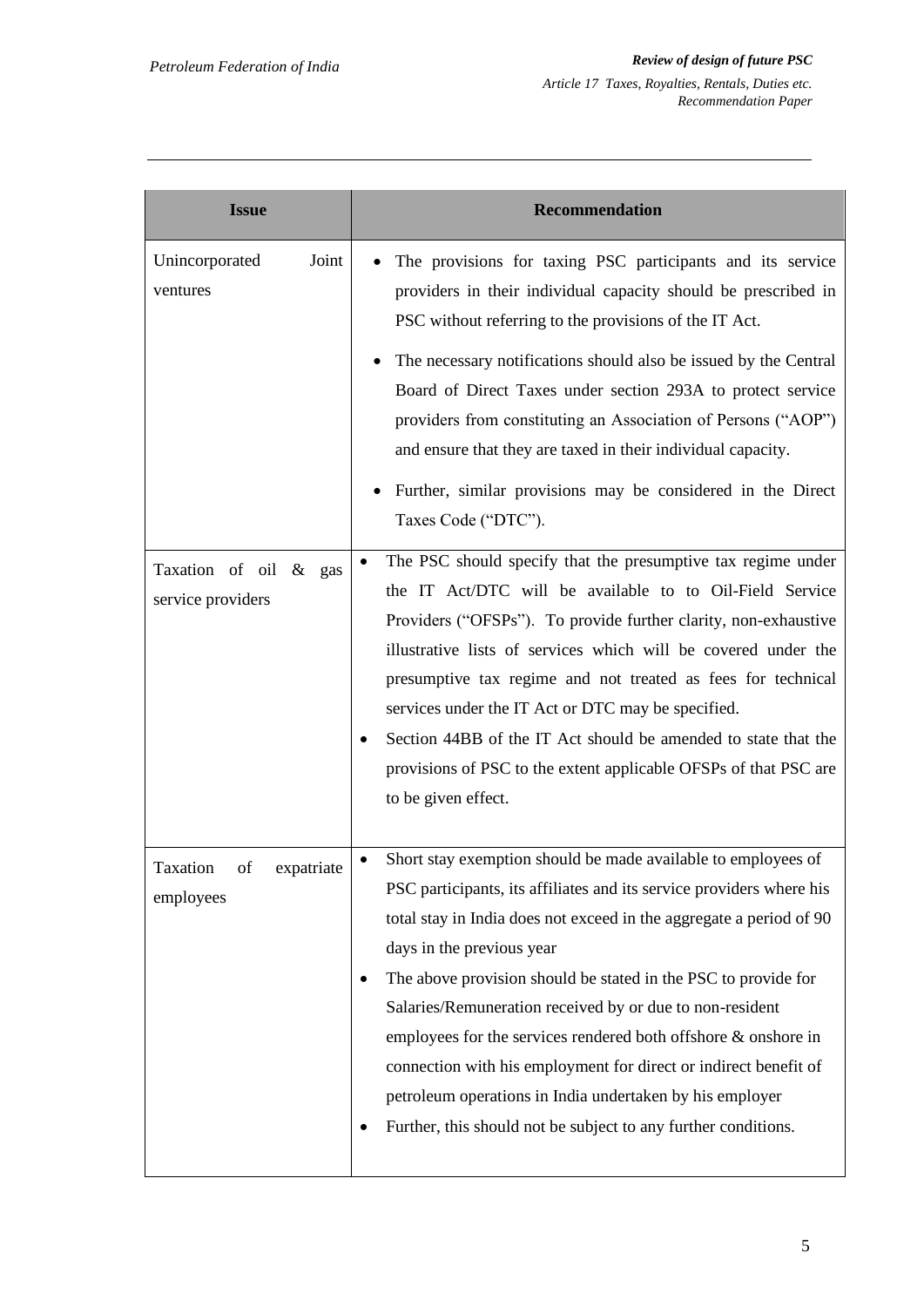| Issue | Recommendation |
|---|---|
| Unincorporated Joint ventures | • The provisions for taxing PSC participants and its service providers in their individual capacity should be prescribed in PSC without referring to the provisions of the IT Act.<br>• The necessary notifications should also be issued by the Central Board of Direct Taxes under section 293A to protect service providers from constituting an Association of Persons ("AOP") and ensure that they are taxed in their individual capacity.<br>• Further, similar provisions may be considered in the Direct Taxes Code ("DTC"). |
| Taxation of oil & gas service providers | • The PSC should specify that the presumptive tax regime under the IT Act/DTC will be available to to Oil-Field Service Providers ("OFSPs"). To provide further clarity, non-exhaustive illustrative lists of services which will be covered under the presumptive tax regime and not treated as fees for technical services under the IT Act or DTC may be specified.<br>• Section 44BB of the IT Act should be amended to state that the provisions of PSC to the extent applicable OFSPs of that PSC are to be given effect. |
| Taxation of expatriate employees | • Short stay exemption should be made available to employees of PSC participants, its affiliates and its service providers where his total stay in India does not exceed in the aggregate a period of 90 days in the previous year<br>• The above provision should be stated in the PSC to provide for Salaries/Remuneration received by or due to non-resident employees for the services rendered both offshore & onshore in connection with his employment for direct or indirect benefit of petroleum operations in India undertaken by his employer<br>• Further, this should not be subject to any further conditions. |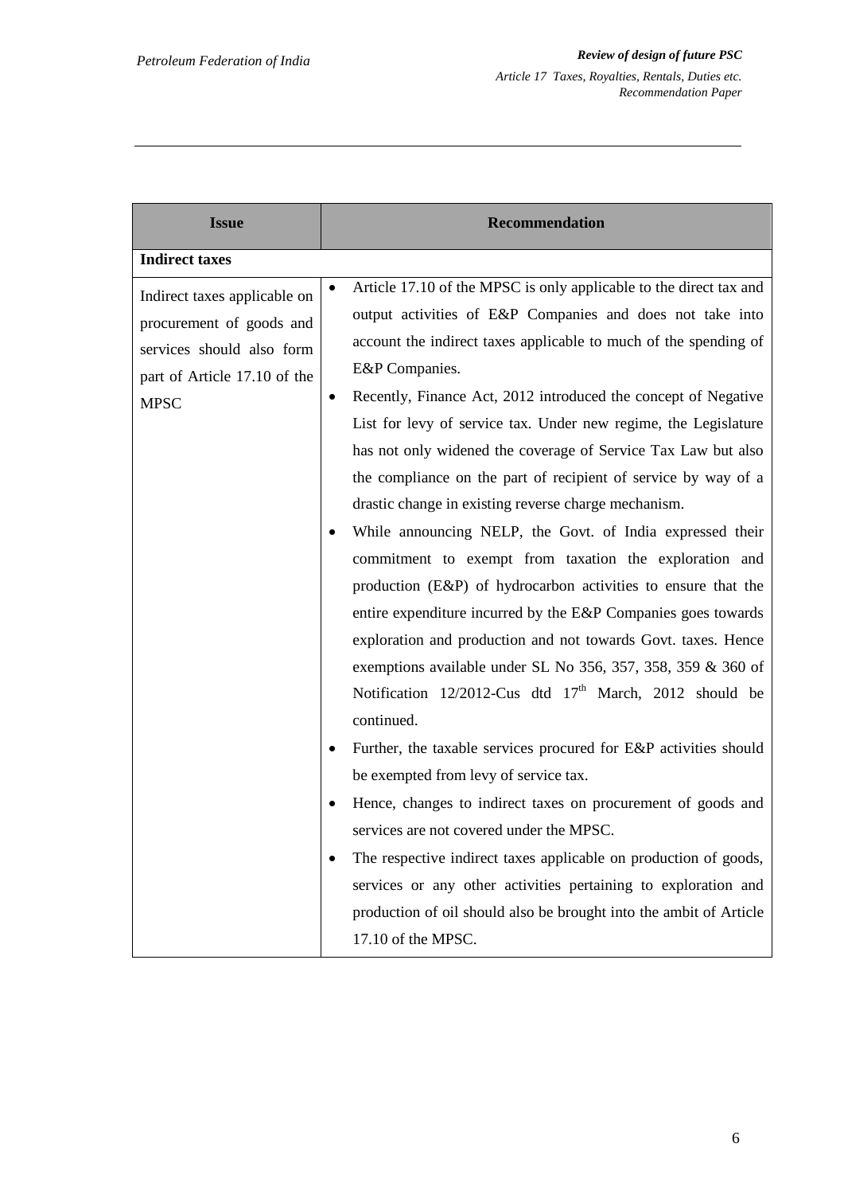| Issue | Recommendation |
|---|---|
| **Indirect taxes** | |
| Indirect taxes applicable on procurement of goods and services should also form part of Article 17.10 of the MPSC | • Article 17.10 of the MPSC is only applicable to the direct tax and output activities of E&P Companies and does not take into account the indirect taxes applicable to much of the spending of E&P Companies.<br>• Recently, Finance Act, 2012 introduced the concept of Negative List for levy of service tax. Under new regime, the Legislature has not only widened the coverage of Service Tax Law but also the compliance on the part of recipient of service by way of a drastic change in existing reverse charge mechanism.<br>• While announcing NELP, the Govt. of India expressed their commitment to exempt from taxation the exploration and production (E&P) of hydrocarbon activities to ensure that the entire expenditure incurred by the E&P Companies goes towards exploration and production and not towards Govt. taxes. Hence exemptions available under SL No 356, 357, 358, 359 & 360 of Notification 12/2012-Cus dtd 17th March, 2012 should be continued.<br>• Further, the taxable services procured for E&P activities should be exempted from levy of service tax.<br>• Hence, changes to indirect taxes on procurement of goods and services are not covered under the MPSC.<br>• The respective indirect taxes applicable on production of goods, services or any other activities pertaining to exploration and production of oil should also be brought into the ambit of Article 17.10 of the MPSC. |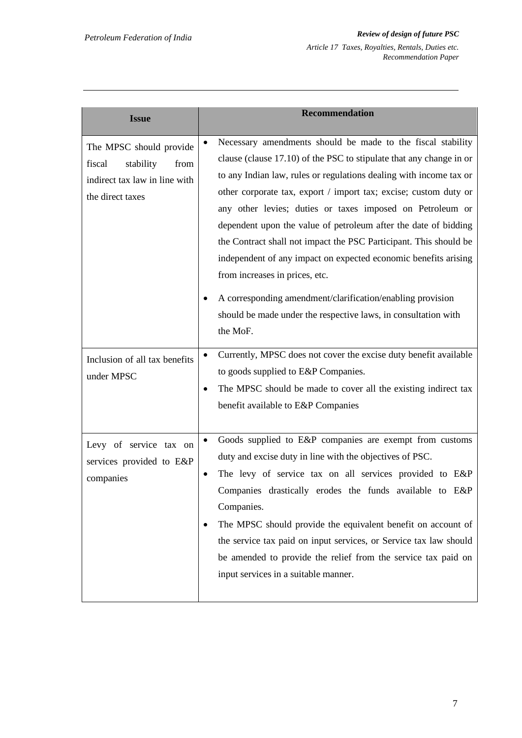| Issue | Recommendation |
|---|---|
| The MPSC should provide fiscal stability from indirect tax law in line with the direct taxes | • Necessary amendments should be made to the fiscal stability clause (clause 17.10) of the PSC to stipulate that any change in or to any Indian law, rules or regulations dealing with income tax or other corporate tax, export / import tax; excise; custom duty or any other levies; duties or taxes imposed on Petroleum or dependent upon the value of petroleum after the date of bidding the Contract shall not impact the PSC Participant. This should be independent of any impact on expected economic benefits arising from increases in prices, etc.<br>• A corresponding amendment/clarification/enabling provision should be made under the respective laws, in consultation with the MoF. |
| Inclusion of all tax benefits under MPSC | • Currently, MPSC does not cover the excise duty benefit available to goods supplied to E&P Companies.<br>• The MPSC should be made to cover all the existing indirect tax benefit available to E&P Companies |
| Levy of service tax on services provided to E&P companies | • Goods supplied to E&P companies are exempt from customs duty and excise duty in line with the objectives of PSC.<br>• The levy of service tax on all services provided to E&P Companies drastically erodes the funds available to E&P Companies.<br>• The MPSC should provide the equivalent benefit on account of the service tax paid on input services, or Service tax law should be amended to provide the relief from the service tax paid on input services in a suitable manner. |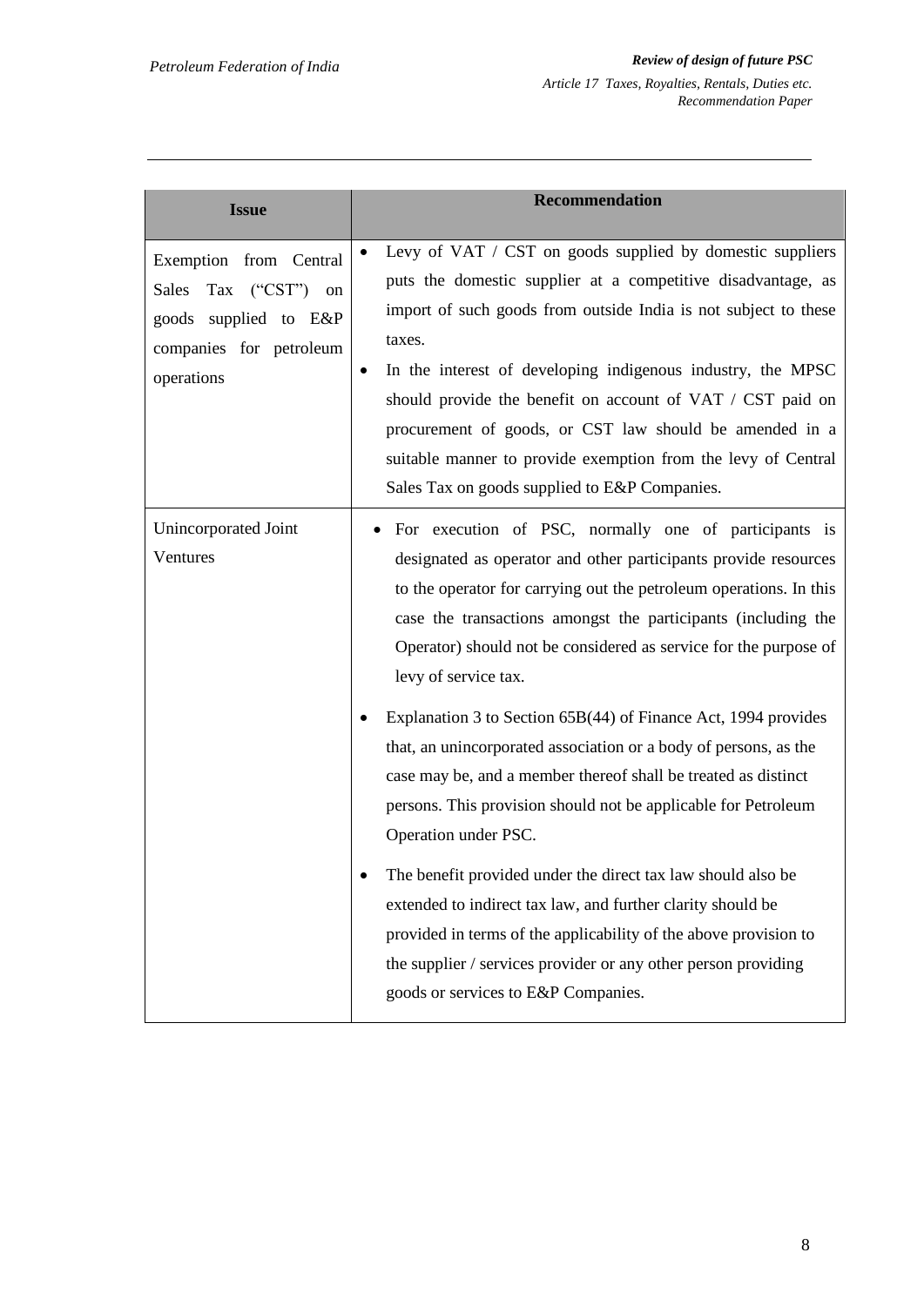| Issue | Recommendation |
| --- | --- |
| Exemption from Central Sales Tax ("CST") on goods supplied to E&P companies for petroleum operations | • Levy of VAT / CST on goods supplied by domestic suppliers puts the domestic supplier at a competitive disadvantage, as import of such goods from outside India is not subject to these taxes.<br>• In the interest of developing indigenous industry, the MPSC should provide the benefit on account of VAT / CST paid on procurement of goods, or CST law should be amended in a suitable manner to provide exemption from the levy of Central Sales Tax on goods supplied to E&P Companies. |
| Unincorporated Joint Ventures | • For execution of PSC, normally one of participants is designated as operator and other participants provide resources to the operator for carrying out the petroleum operations. In this case the transactions amongst the participants (including the Operator) should not be considered as service for the purpose of levy of service tax.<br>• Explanation 3 to Section 65B(44) of Finance Act, 1994 provides that, an unincorporated association or a body of persons, as the case may be, and a member thereof shall be treated as distinct persons. This provision should not be applicable for Petroleum Operation under PSC.<br>• The benefit provided under the direct tax law should also be extended to indirect tax law, and further clarity should be provided in terms of the applicability of the above provision to the supplier / services provider or any other person providing goods or services to E&P Companies. |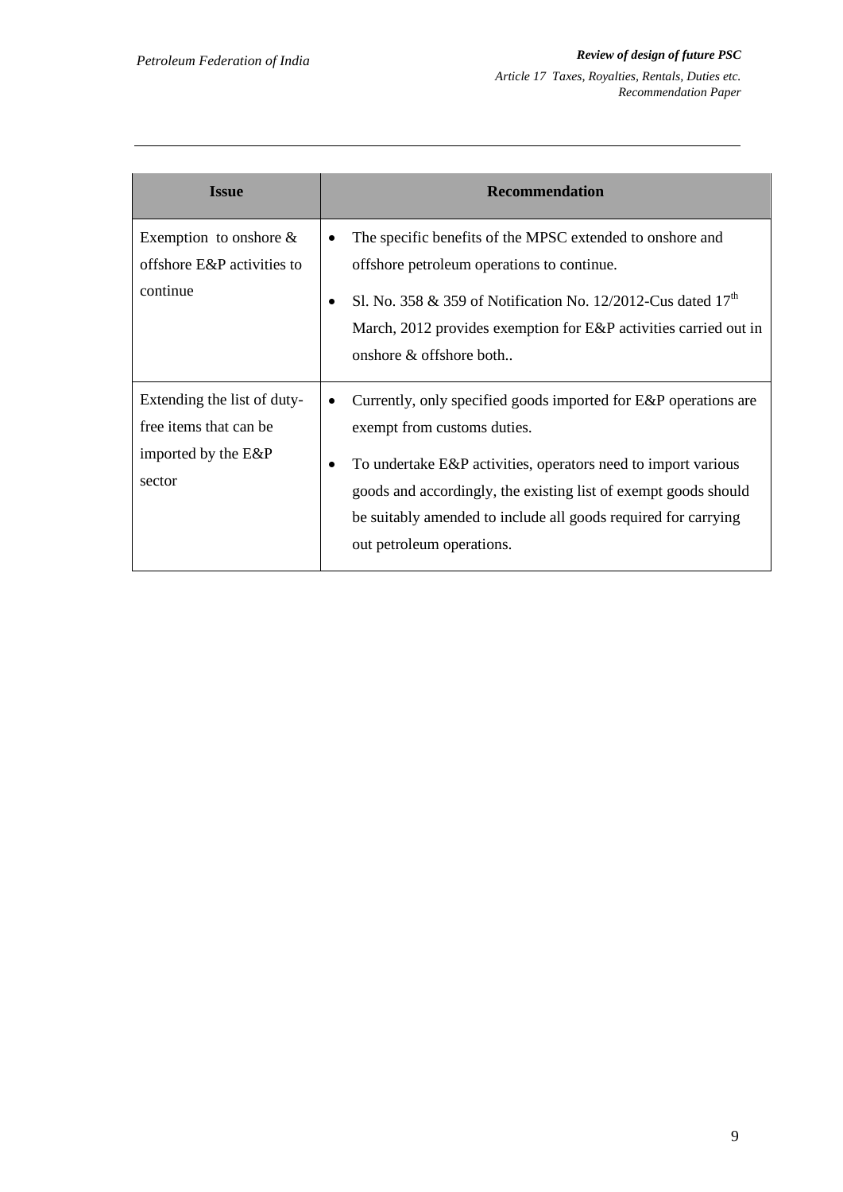| Issue | Recommendation |
| --- | --- |
| Exemption to onshore & offshore E&P activities to continue | • The specific benefits of the MPSC extended to onshore and offshore petroleum operations to continue. <br> • Sl. No. 358 & 359 of Notification No. 12/2012-Cus dated 17th March, 2012 provides exemption for E&P activities carried out in onshore & offshore both.. |
| Extending the list of duty-free items that can be imported by the E&P sector | • Currently, only specified goods imported for E&P operations are exempt from customs duties. <br> • To undertake E&P activities, operators need to import various goods and accordingly, the existing list of exempt goods should be suitably amended to include all goods required for carrying out petroleum operations. |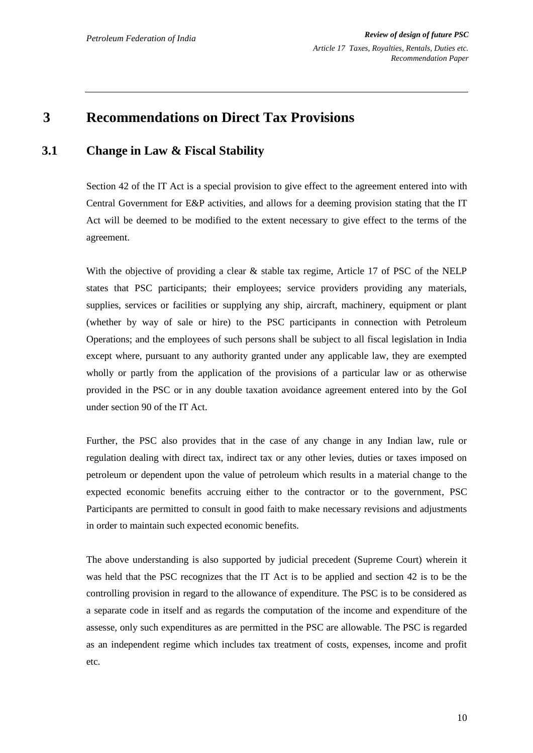# 3 Recommendations on Direct Tax Provisions

## 3.1 Change in Law & Fiscal Stability

Section 42 of the IT Act is a special provision to give effect to the agreement entered into with Central Government for E&P activities, and allows for a deeming provision stating that the IT Act will be deemed to be modified to the extent necessary to give effect to the terms of the agreement.

With the objective of providing a clear & stable tax regime, Article 17 of PSC of the NELP states that PSC participants; their employees; service providers providing any materials, supplies, services or facilities or supplying any ship, aircraft, machinery, equipment or plant (whether by way of sale or hire) to the PSC participants in connection with Petroleum Operations; and the employees of such persons shall be subject to all fiscal legislation in India except where, pursuant to any authority granted under any applicable law, they are exempted wholly or partly from the application of the provisions of a particular law or as otherwise provided in the PSC or in any double taxation avoidance agreement entered into by the GoI under section 90 of the IT Act.

Further, the PSC also provides that in the case of any change in any Indian law, rule or regulation dealing with direct tax, indirect tax or any other levies, duties or taxes imposed on petroleum or dependent upon the value of petroleum which results in a material change to the expected economic benefits accruing either to the contractor or to the government, PSC Participants are permitted to consult in good faith to make necessary revisions and adjustments in order to maintain such expected economic benefits.

The above understanding is also supported by judicial precedent (Supreme Court) wherein it was held that the PSC recognizes that the IT Act is to be applied and section 42 is to be the controlling provision in regard to the allowance of expenditure. The PSC is to be considered as a separate code in itself and as regards the computation of the income and expenditure of the assesse, only such expenditures as are permitted in the PSC are allowable. The PSC is regarded as an independent regime which includes tax treatment of costs, expenses, income and profit etc.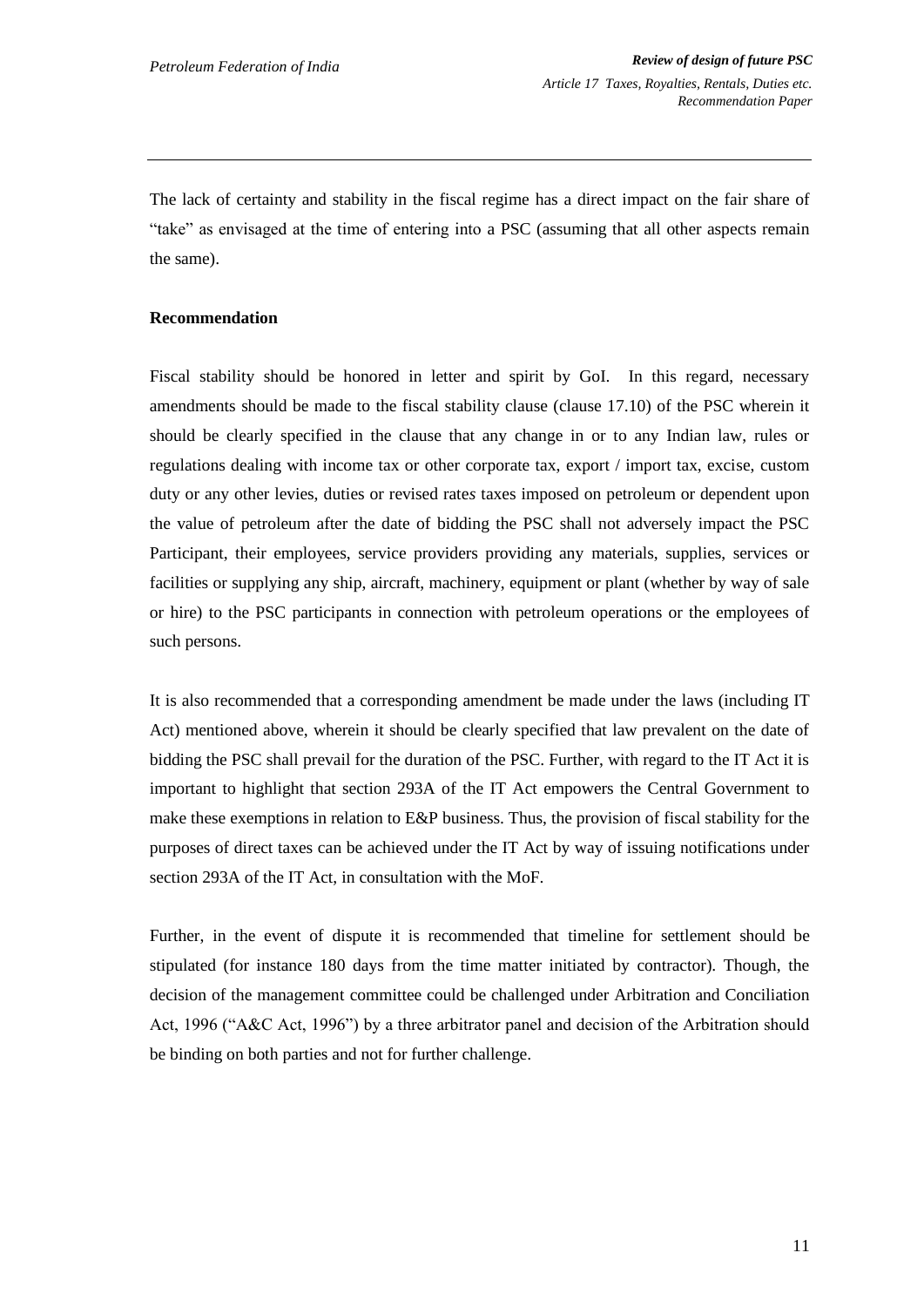The lack of certainty and stability in the fiscal regime has a direct impact on the fair share of "take" as envisaged at the time of entering into a PSC (assuming that all other aspects remain the same).

**Recommendation**

Fiscal stability should be honored in letter and spirit by GoI. In this regard, necessary amendments should be made to the fiscal stability clause (clause 17.10) of the PSC wherein it should be clearly specified in the clause that any change in or to any Indian law, rules or regulations dealing with income tax or other corporate tax, export / import tax, excise, custom duty or any other levies, duties or revised rates taxes imposed on petroleum or dependent upon the value of petroleum after the date of bidding the PSC shall not adversely impact the PSC Participant, their employees, service providers providing any materials, supplies, services or facilities or supplying any ship, aircraft, machinery, equipment or plant (whether by way of sale or hire) to the PSC participants in connection with petroleum operations or the employees of such persons.

It is also recommended that a corresponding amendment be made under the laws (including IT Act) mentioned above, wherein it should be clearly specified that law prevalent on the date of bidding the PSC shall prevail for the duration of the PSC. Further, with regard to the IT Act it is important to highlight that section 293A of the IT Act empowers the Central Government to make these exemptions in relation to E&P business. Thus, the provision of fiscal stability for the purposes of direct taxes can be achieved under the IT Act by way of issuing notifications under section 293A of the IT Act, in consultation with the MoF.

Further, in the event of dispute it is recommended that timeline for settlement should be stipulated (for instance 180 days from the time matter initiated by contractor). Though, the decision of the management committee could be challenged under Arbitration and Conciliation Act, 1996 ("A&C Act, 1996") by a three arbitrator panel and decision of the Arbitration should be binding on both parties and not for further challenge.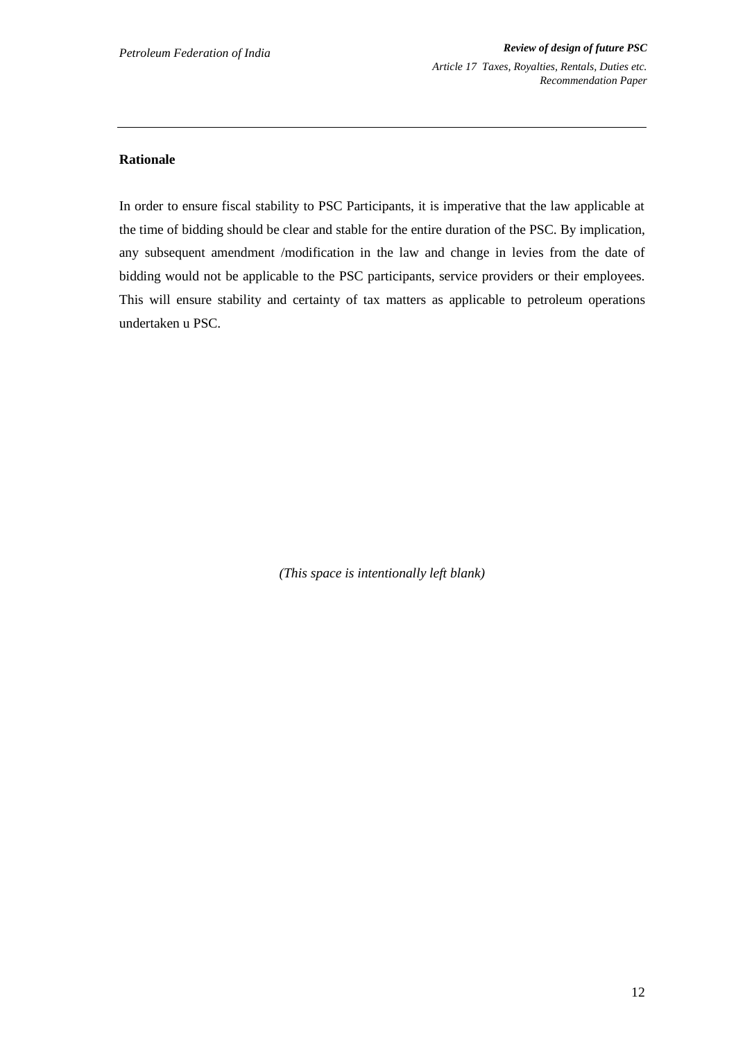**Rationale**

In order to ensure fiscal stability to PSC Participants, it is imperative that the law applicable at the time of bidding should be clear and stable for the entire duration of the PSC. By implication, any subsequent amendment /modification in the law and change in levies from the date of bidding would not be applicable to the PSC participants, service providers or their employees. This will ensure stability and certainty of tax matters as applicable to petroleum operations undertaken u PSC.

*(This space is intentionally left blank)*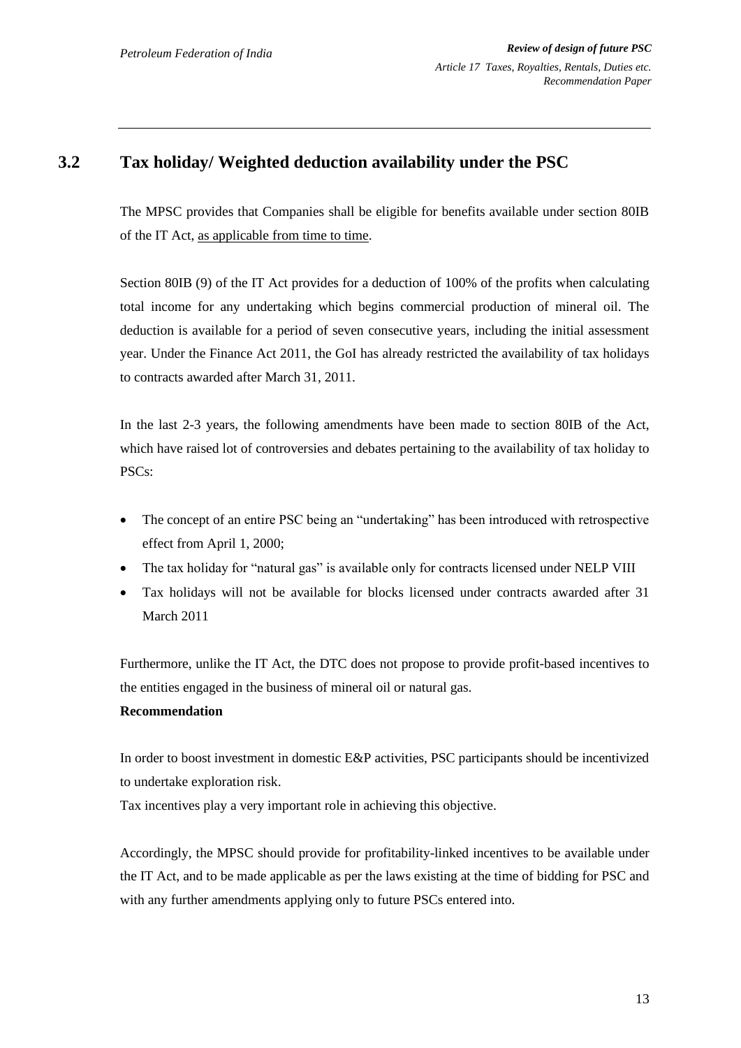## 3.2 Tax holiday/ Weighted deduction availability under the PSC

The MPSC provides that Companies shall be eligible for benefits available under section 80IB of the IT Act, as applicable from time to time.

Section 80IB (9) of the IT Act provides for a deduction of 100% of the profits when calculating total income for any undertaking which begins commercial production of mineral oil. The deduction is available for a period of seven consecutive years, including the initial assessment year. Under the Finance Act 2011, the GoI has already restricted the availability of tax holidays to contracts awarded after March 31, 2011.

In the last 2-3 years, the following amendments have been made to section 80IB of the Act, which have raised lot of controversies and debates pertaining to the availability of tax holiday to PSCs:

- The concept of an entire PSC being an "undertaking" has been introduced with retrospective effect from April 1, 2000;
- The tax holiday for "natural gas" is available only for contracts licensed under NELP VIII
- Tax holidays will not be available for blocks licensed under contracts awarded after 31 March 2011

Furthermore, unlike the IT Act, the DTC does not propose to provide profit-based incentives to the entities engaged in the business of mineral oil or natural gas.

**Recommendation**

In order to boost investment in domestic E&P activities, PSC participants should be incentivized to undertake exploration risk.

Tax incentives play a very important role in achieving this objective.

Accordingly, the MPSC should provide for profitability-linked incentives to be available under the IT Act, and to be made applicable as per the laws existing at the time of bidding for PSC and with any further amendments applying only to future PSCs entered into.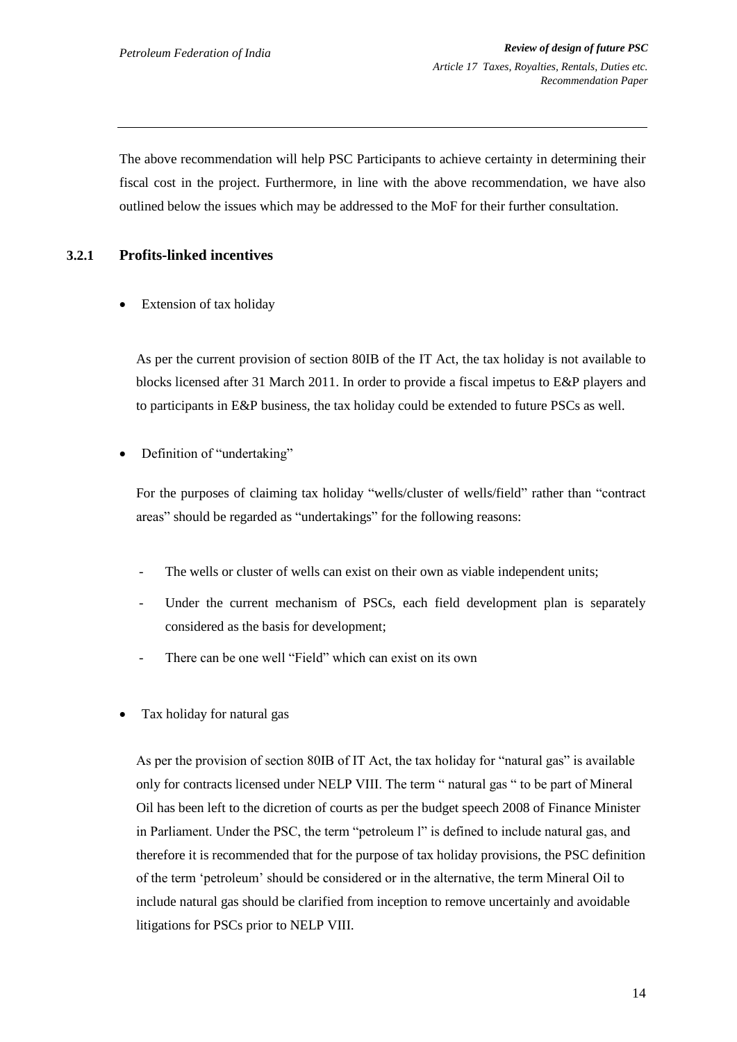The above recommendation will help PSC Participants to achieve certainty in determining their fiscal cost in the project. Furthermore, in line with the above recommendation, we have also outlined below the issues which may be addressed to the MoF for their further consultation.

### 3.2.1 Profits-linked incentives

- Extension of tax holiday

  As per the current provision of section 80IB of the IT Act, the tax holiday is not available to blocks licensed after 31 March 2011. In order to provide a fiscal impetus to E&P players and to participants in E&P business, the tax holiday could be extended to future PSCs as well.

- Definition of "undertaking"

  For the purposes of claiming tax holiday "wells/cluster of wells/field" rather than "contract areas" should be regarded as "undertakings" for the following reasons:

  - The wells or cluster of wells can exist on their own as viable independent units;
  - Under the current mechanism of PSCs, each field development plan is separately considered as the basis for development;
  - There can be one well "Field" which can exist on its own

- Tax holiday for natural gas

  As per the provision of section 80IB of IT Act, the tax holiday for "natural gas" is available only for contracts licensed under NELP VIII. The term " natural gas " to be part of Mineral Oil has been left to the dicretion of courts as per the budget speech 2008 of Finance Minister in Parliament. Under the PSC, the term "petroleum l" is defined to include natural gas, and therefore it is recommended that for the purpose of tax holiday provisions, the PSC definition of the term 'petroleum' should be considered or in the alternative, the term Mineral Oil to include natural gas should be clarified from inception to remove uncertainly and avoidable litigations for PSCs prior to NELP VIII.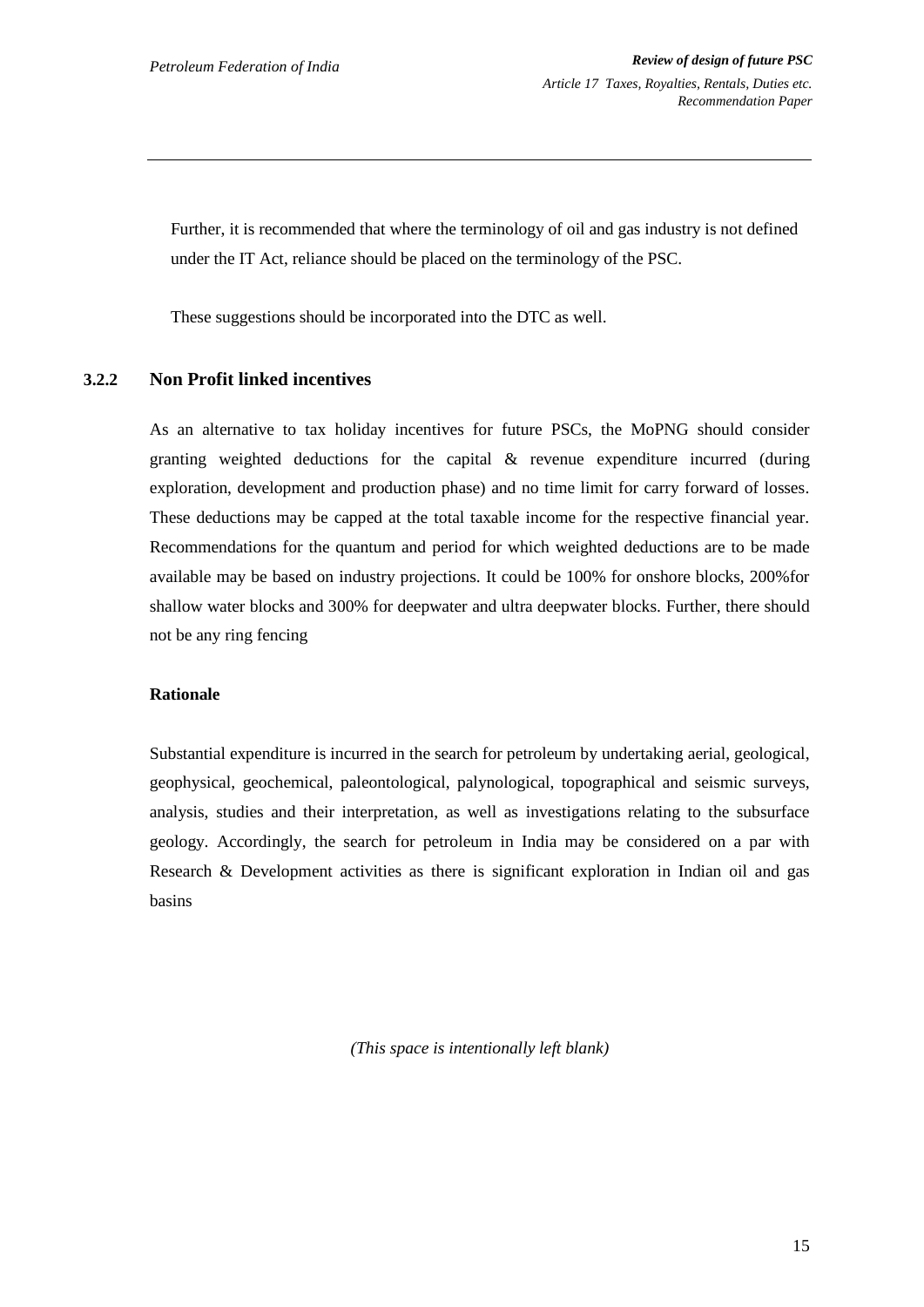Further, it is recommended that where the terminology of oil and gas industry is not defined under the IT Act, reliance should be placed on the terminology of the PSC.

These suggestions should be incorporated into the DTC as well.

### 3.2.2 Non Profit linked incentives

As an alternative to tax holiday incentives for future PSCs, the MoPNG should consider granting weighted deductions for the capital & revenue expenditure incurred (during exploration, development and production phase) and no time limit for carry forward of losses. These deductions may be capped at the total taxable income for the respective financial year. Recommendations for the quantum and period for which weighted deductions are to be made available may be based on industry projections. It could be 100% for onshore blocks, 200%for shallow water blocks and 300% for deepwater and ultra deepwater blocks. Further, there should not be any ring fencing

**Rationale**

Substantial expenditure is incurred in the search for petroleum by undertaking aerial, geological, geophysical, geochemical, paleontological, palynological, topographical and seismic surveys, analysis, studies and their interpretation, as well as investigations relating to the subsurface geology. Accordingly, the search for petroleum in India may be considered on a par with Research & Development activities as there is significant exploration in Indian oil and gas basins

*(This space is intentionally left blank)*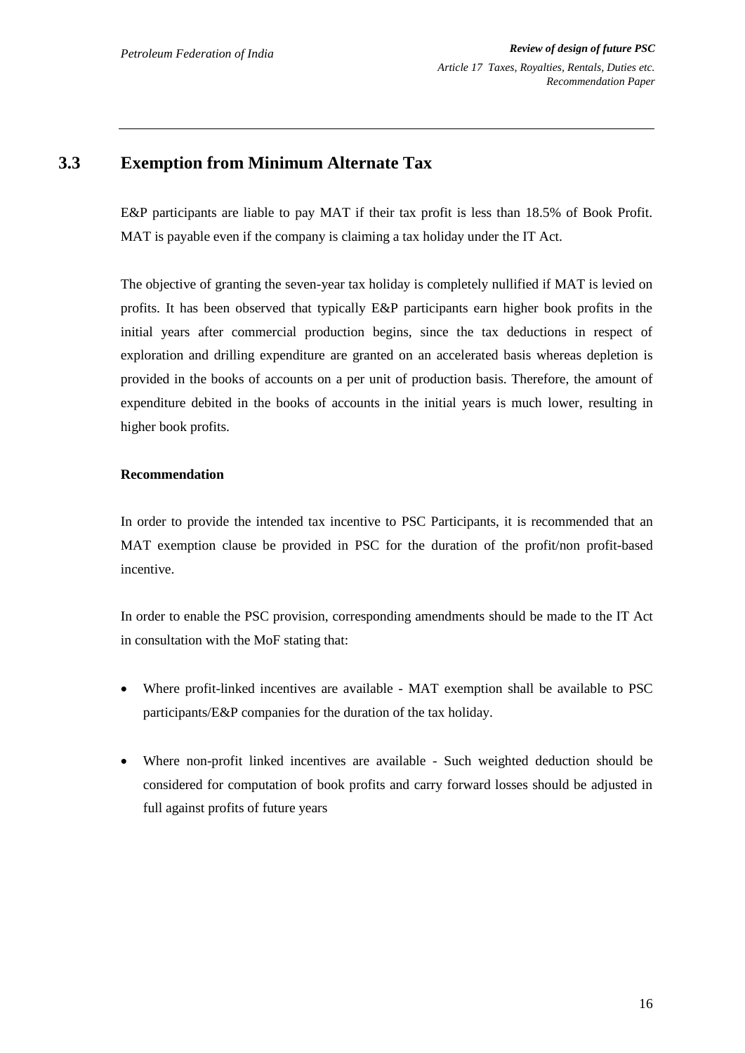## 3.3 Exemption from Minimum Alternate Tax

E&P participants are liable to pay MAT if their tax profit is less than 18.5% of Book Profit. MAT is payable even if the company is claiming a tax holiday under the IT Act.

The objective of granting the seven-year tax holiday is completely nullified if MAT is levied on profits. It has been observed that typically E&P participants earn higher book profits in the initial years after commercial production begins, since the tax deductions in respect of exploration and drilling expenditure are granted on an accelerated basis whereas depletion is provided in the books of accounts on a per unit of production basis. Therefore, the amount of expenditure debited in the books of accounts in the initial years is much lower, resulting in higher book profits.

**Recommendation**

In order to provide the intended tax incentive to PSC Participants, it is recommended that an MAT exemption clause be provided in PSC for the duration of the profit/non profit-based incentive.

In order to enable the PSC provision, corresponding amendments should be made to the IT Act in consultation with the MoF stating that:

- Where profit-linked incentives are available - MAT exemption shall be available to PSC participants/E&P companies for the duration of the tax holiday.
- Where non-profit linked incentives are available - Such weighted deduction should be considered for computation of book profits and carry forward losses should be adjusted in full against profits of future years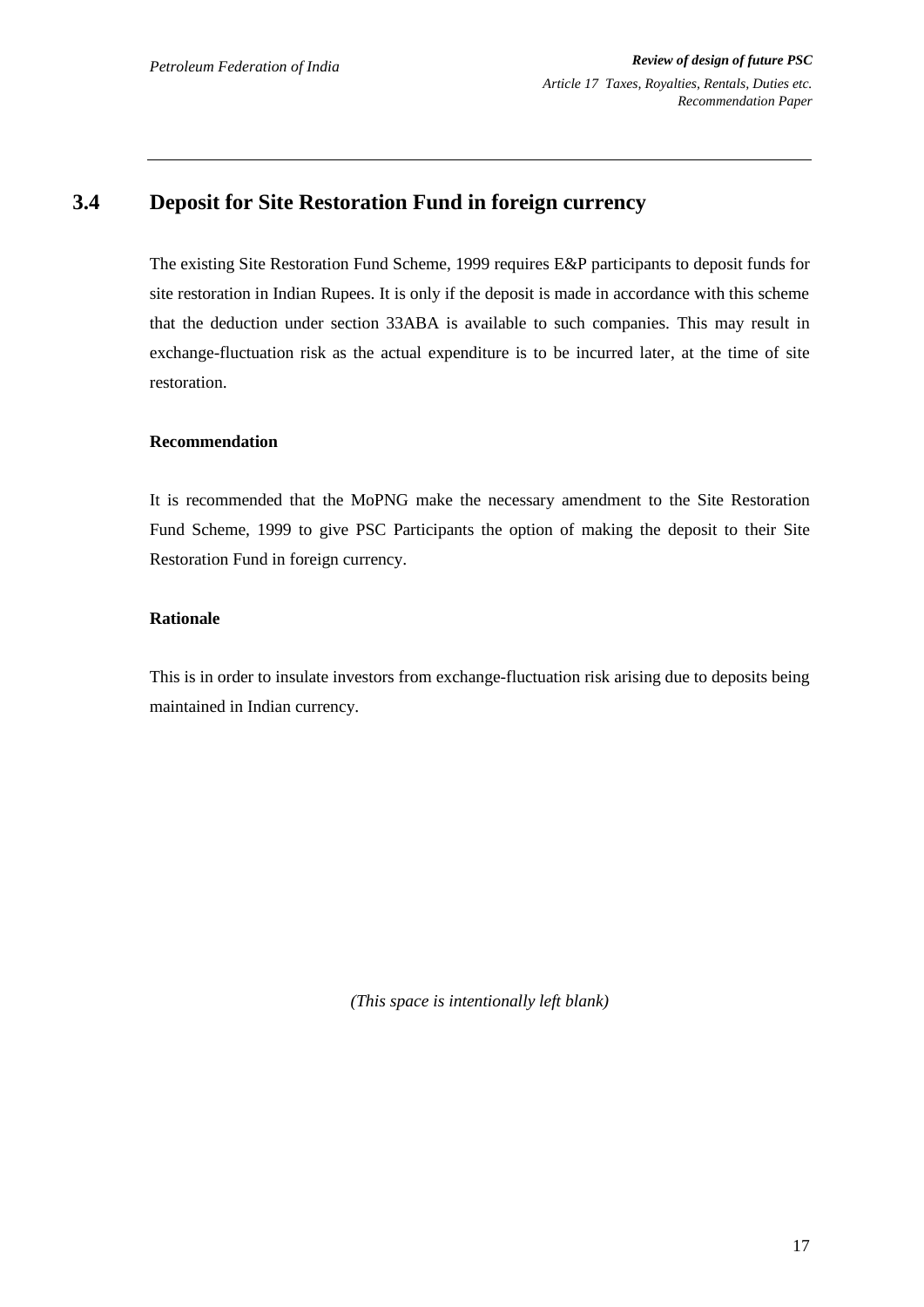## 3.4 Deposit for Site Restoration Fund in foreign currency

The existing Site Restoration Fund Scheme, 1999 requires E&P participants to deposit funds for site restoration in Indian Rupees. It is only if the deposit is made in accordance with this scheme that the deduction under section 33ABA is available to such companies. This may result in exchange-fluctuation risk as the actual expenditure is to be incurred later, at the time of site restoration.

**Recommendation**

It is recommended that the MoPNG make the necessary amendment to the Site Restoration Fund Scheme, 1999 to give PSC Participants the option of making the deposit to their Site Restoration Fund in foreign currency.

**Rationale**

This is in order to insulate investors from exchange-fluctuation risk arising due to deposits being maintained in Indian currency.

*(This space is intentionally left blank)*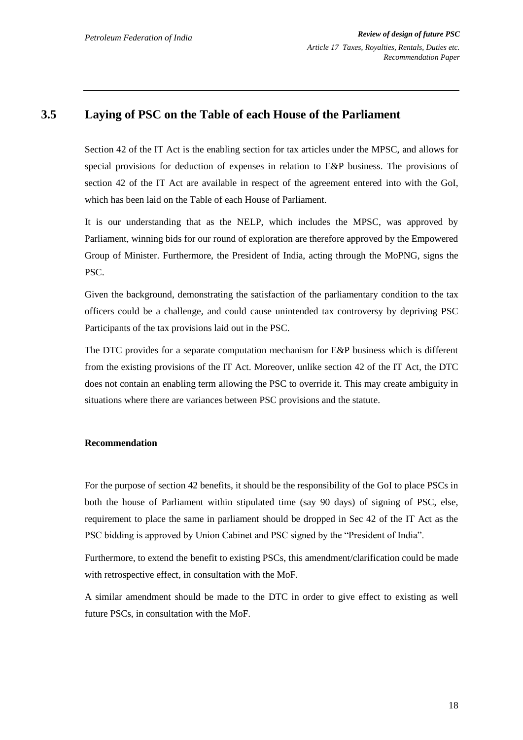## 3.5 Laying of PSC on the Table of each House of the Parliament

Section 42 of the IT Act is the enabling section for tax articles under the MPSC, and allows for special provisions for deduction of expenses in relation to E&P business. The provisions of section 42 of the IT Act are available in respect of the agreement entered into with the GoI, which has been laid on the Table of each House of Parliament.

It is our understanding that as the NELP, which includes the MPSC, was approved by Parliament, winning bids for our round of exploration are therefore approved by the Empowered Group of Minister. Furthermore, the President of India, acting through the MoPNG, signs the PSC.

Given the background, demonstrating the satisfaction of the parliamentary condition to the tax officers could be a challenge, and could cause unintended tax controversy by depriving PSC Participants of the tax provisions laid out in the PSC.

The DTC provides for a separate computation mechanism for E&P business which is different from the existing provisions of the IT Act. Moreover, unlike section 42 of the IT Act, the DTC does not contain an enabling term allowing the PSC to override it. This may create ambiguity in situations where there are variances between PSC provisions and the statute.

**Recommendation**

For the purpose of section 42 benefits, it should be the responsibility of the GoI to place PSCs in both the house of Parliament within stipulated time (say 90 days) of signing of PSC, else, requirement to place the same in parliament should be dropped in Sec 42 of the IT Act as the PSC bidding is approved by Union Cabinet and PSC signed by the "President of India".

Furthermore, to extend the benefit to existing PSCs, this amendment/clarification could be made with retrospective effect, in consultation with the MoF.

A similar amendment should be made to the DTC in order to give effect to existing as well future PSCs, in consultation with the MoF.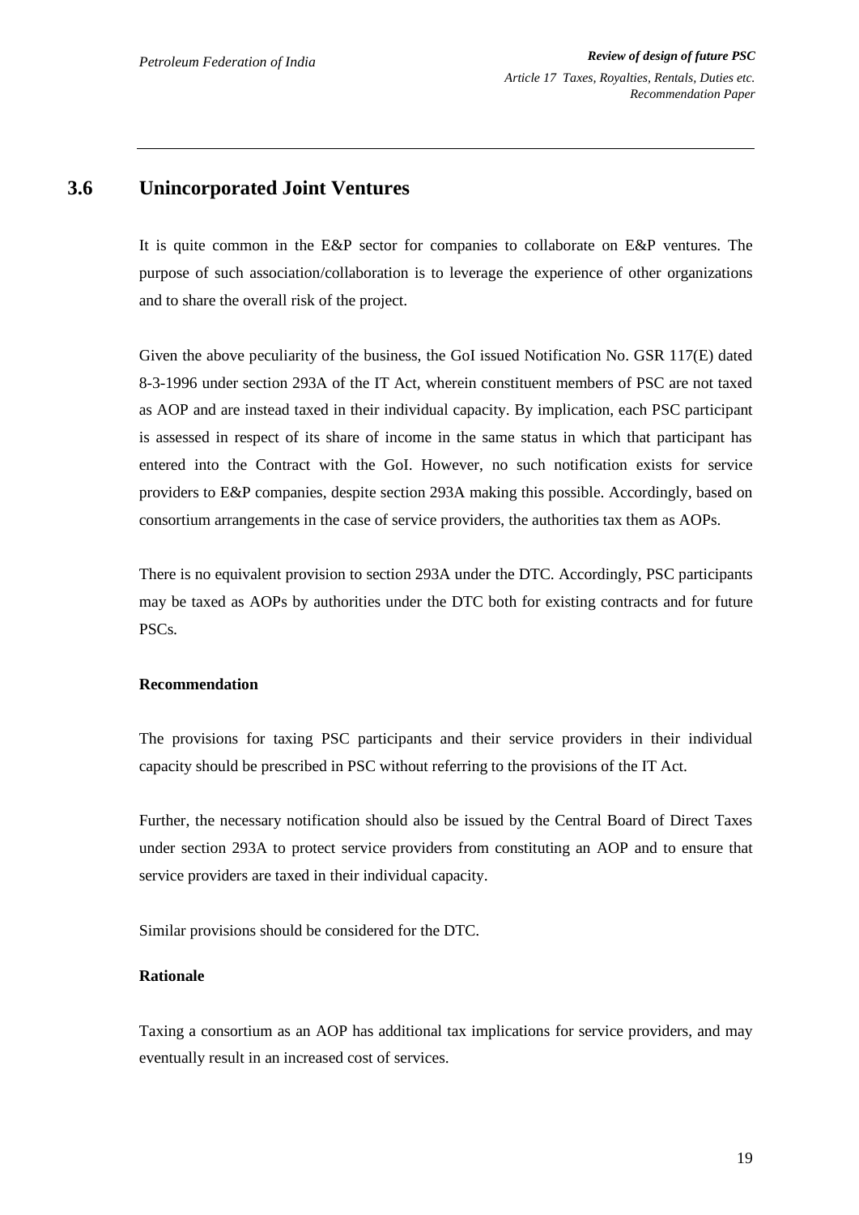## 3.6 Unincorporated Joint Ventures

It is quite common in the E&P sector for companies to collaborate on E&P ventures. The purpose of such association/collaboration is to leverage the experience of other organizations and to share the overall risk of the project.

Given the above peculiarity of the business, the GoI issued Notification No. GSR 117(E) dated 8-3-1996 under section 293A of the IT Act, wherein constituent members of PSC are not taxed as AOP and are instead taxed in their individual capacity. By implication, each PSC participant is assessed in respect of its share of income in the same status in which that participant has entered into the Contract with the GoI. However, no such notification exists for service providers to E&P companies, despite section 293A making this possible. Accordingly, based on consortium arrangements in the case of service providers, the authorities tax them as AOPs.

There is no equivalent provision to section 293A under the DTC. Accordingly, PSC participants may be taxed as AOPs by authorities under the DTC both for existing contracts and for future PSCs.

**Recommendation**

The provisions for taxing PSC participants and their service providers in their individual capacity should be prescribed in PSC without referring to the provisions of the IT Act.

Further, the necessary notification should also be issued by the Central Board of Direct Taxes under section 293A to protect service providers from constituting an AOP and to ensure that service providers are taxed in their individual capacity.

Similar provisions should be considered for the DTC.

**Rationale**

Taxing a consortium as an AOP has additional tax implications for service providers, and may eventually result in an increased cost of services.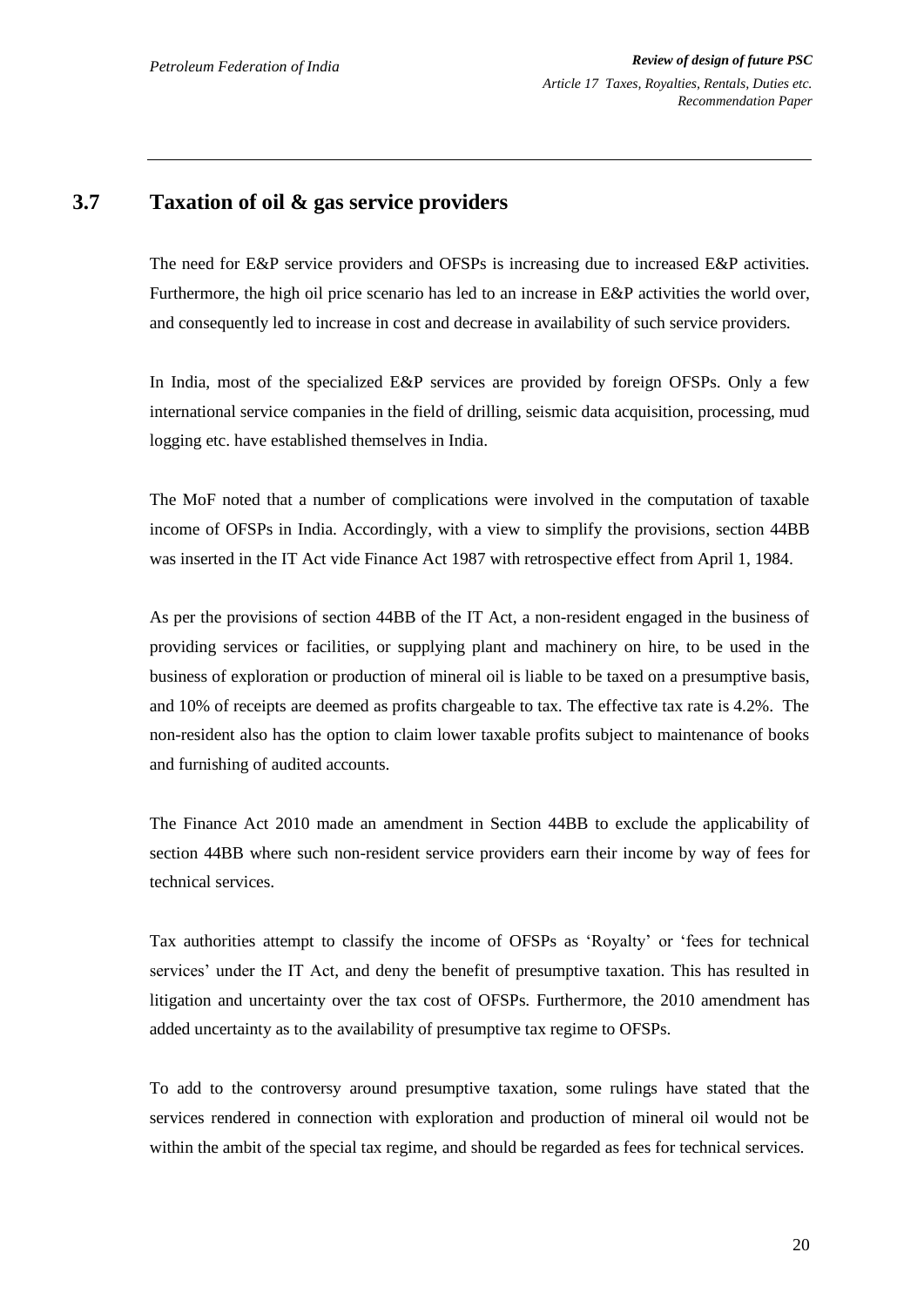## 3.7 Taxation of oil & gas service providers

The need for E&P service providers and OFSPs is increasing due to increased E&P activities. Furthermore, the high oil price scenario has led to an increase in E&P activities the world over, and consequently led to increase in cost and decrease in availability of such service providers.

In India, most of the specialized E&P services are provided by foreign OFSPs. Only a few international service companies in the field of drilling, seismic data acquisition, processing, mud logging etc. have established themselves in India.

The MoF noted that a number of complications were involved in the computation of taxable income of OFSPs in India. Accordingly, with a view to simplify the provisions, section 44BB was inserted in the IT Act vide Finance Act 1987 with retrospective effect from April 1, 1984.

As per the provisions of section 44BB of the IT Act, a non-resident engaged in the business of providing services or facilities, or supplying plant and machinery on hire, to be used in the business of exploration or production of mineral oil is liable to be taxed on a presumptive basis, and 10% of receipts are deemed as profits chargeable to tax. The effective tax rate is 4.2%. The non-resident also has the option to claim lower taxable profits subject to maintenance of books and furnishing of audited accounts.

The Finance Act 2010 made an amendment in Section 44BB to exclude the applicability of section 44BB where such non-resident service providers earn their income by way of fees for technical services.

Tax authorities attempt to classify the income of OFSPs as 'Royalty' or 'fees for technical services' under the IT Act, and deny the benefit of presumptive taxation. This has resulted in litigation and uncertainty over the tax cost of OFSPs. Furthermore, the 2010 amendment has added uncertainty as to the availability of presumptive tax regime to OFSPs.

To add to the controversy around presumptive taxation, some rulings have stated that the services rendered in connection with exploration and production of mineral oil would not be within the ambit of the special tax regime, and should be regarded as fees for technical services.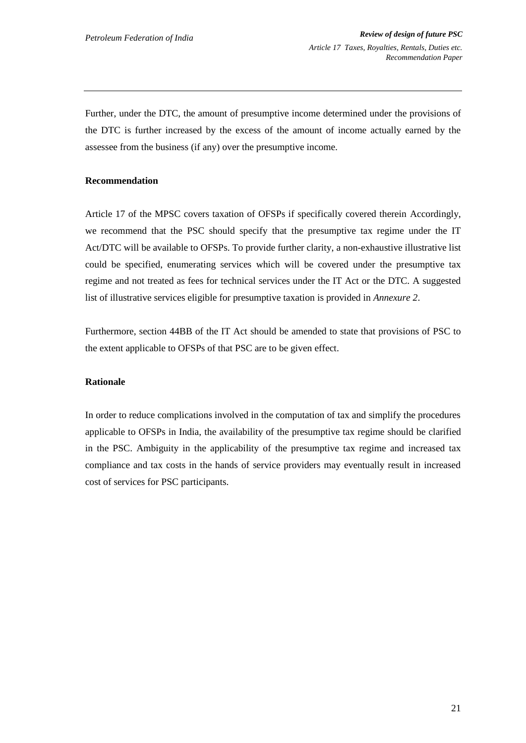Further, under the DTC, the amount of presumptive income determined under the provisions of the DTC is further increased by the excess of the amount of income actually earned by the assessee from the business (if any) over the presumptive income.

**Recommendation**

Article 17 of the MPSC covers taxation of OFSPs if specifically covered therein Accordingly, we recommend that the PSC should specify that the presumptive tax regime under the IT Act/DTC will be available to OFSPs. To provide further clarity, a non-exhaustive illustrative list could be specified, enumerating services which will be covered under the presumptive tax regime and not treated as fees for technical services under the IT Act or the DTC. A suggested list of illustrative services eligible for presumptive taxation is provided in *Annexure 2*.

Furthermore, section 44BB of the IT Act should be amended to state that provisions of PSC to the extent applicable to OFSPs of that PSC are to be given effect.

**Rationale**

In order to reduce complications involved in the computation of tax and simplify the procedures applicable to OFSPs in India, the availability of the presumptive tax regime should be clarified in the PSC. Ambiguity in the applicability of the presumptive tax regime and increased tax compliance and tax costs in the hands of service providers may eventually result in increased cost of services for PSC participants.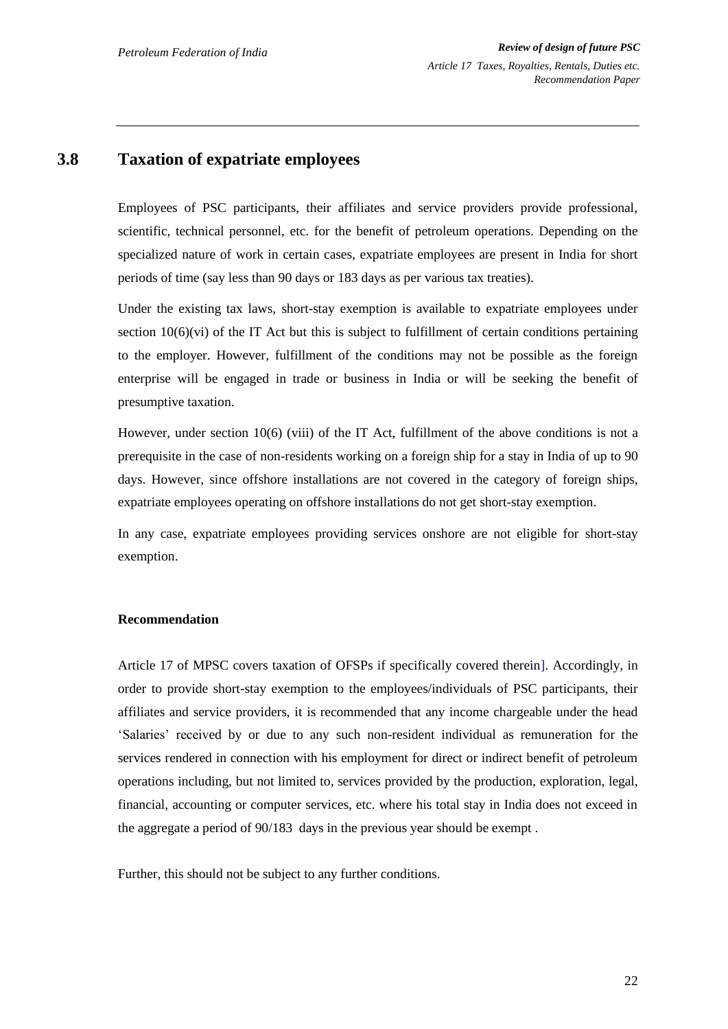## 3.8 Taxation of expatriate employees

Employees of PSC participants, their affiliates and service providers provide professional, scientific, technical personnel, etc. for the benefit of petroleum operations. Depending on the specialized nature of work in certain cases, expatriate employees are present in India for short periods of time (say less than 90 days or 183 days as per various tax treaties).

Under the existing tax laws, short-stay exemption is available to expatriate employees under section 10(6)(vi) of the IT Act but this is subject to fulfillment of certain conditions pertaining to the employer. However, fulfillment of the conditions may not be possible as the foreign enterprise will be engaged in trade or business in India or will be seeking the benefit of presumptive taxation.

However, under section 10(6) (viii) of the IT Act, fulfillment of the above conditions is not a prerequisite in the case of non-residents working on a foreign ship for a stay in India of up to 90 days. However, since offshore installations are not covered in the category of foreign ships, expatriate employees operating on offshore installations do not get short-stay exemption.

In any case, expatriate employees providing services onshore are not eligible for short-stay exemption.

**Recommendation**

Article 17 of MPSC covers taxation of OFSPs if specifically covered therein]. Accordingly, in order to provide short-stay exemption to the employees/individuals of PSC participants, their affiliates and service providers, it is recommended that any income chargeable under the head 'Salaries' received by or due to any such non-resident individual as remuneration for the services rendered in connection with his employment for direct or indirect benefit of petroleum operations including, but not limited to, services provided by the production, exploration, legal, financial, accounting or computer services, etc. where his total stay in India does not exceed in the aggregate a period of 90/183 days in the previous year should be exempt .

Further, this should not be subject to any further conditions.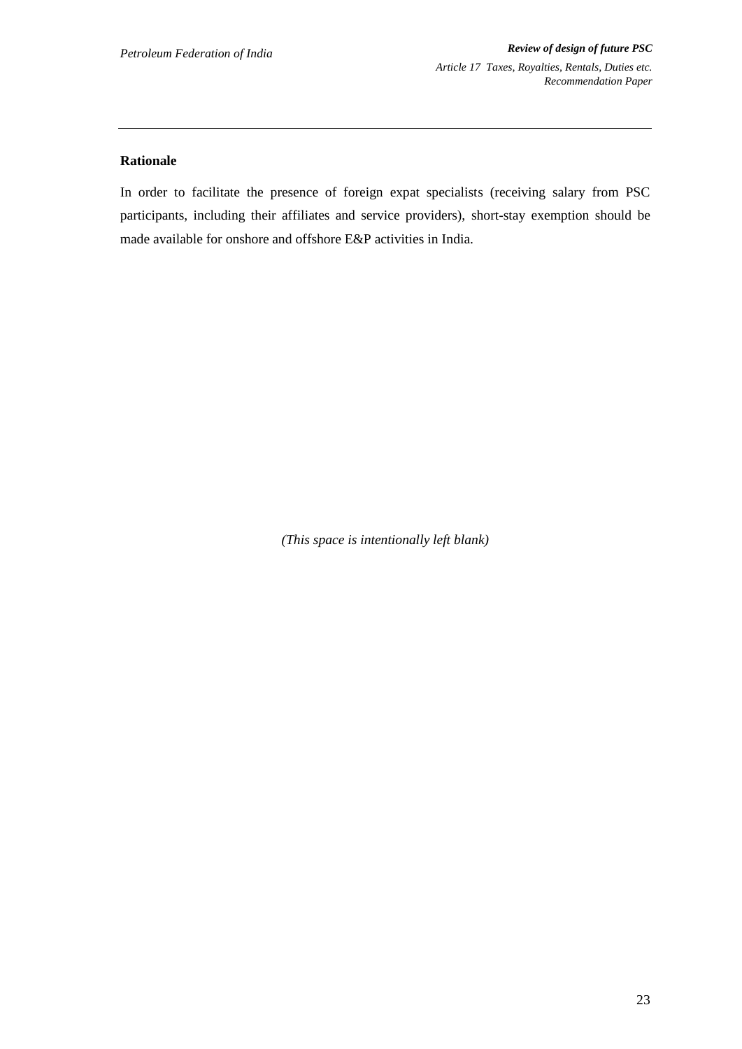**Rationale**

In order to facilitate the presence of foreign expat specialists (receiving salary from PSC participants, including their affiliates and service providers), short-stay exemption should be made available for onshore and offshore E&P activities in India.

*(This space is intentionally left blank)*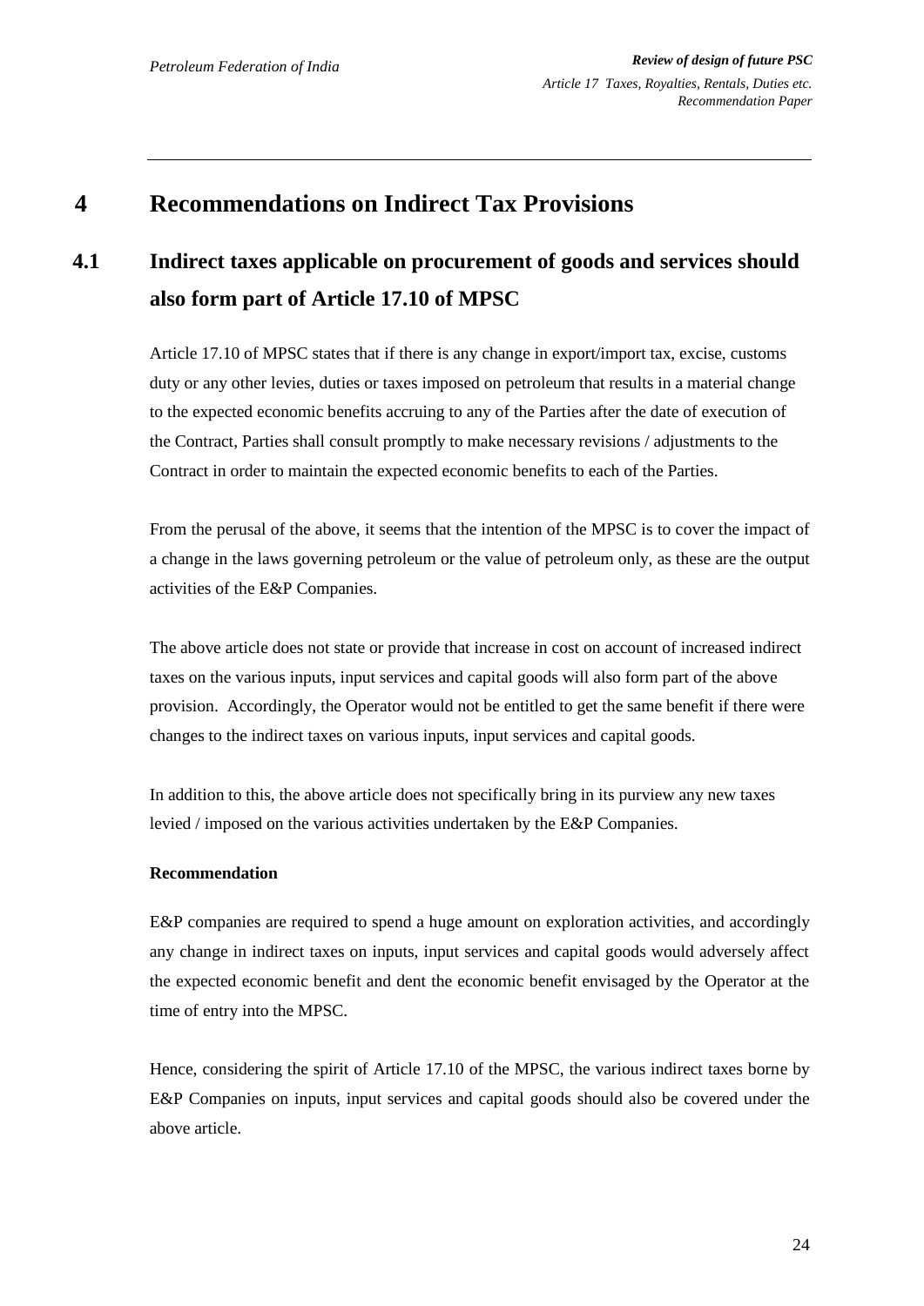# 4 Recommendations on Indirect Tax Provisions

## 4.1 Indirect taxes applicable on procurement of goods and services should also form part of Article 17.10 of MPSC

Article 17.10 of MPSC states that if there is any change in export/import tax, excise, customs duty or any other levies, duties or taxes imposed on petroleum that results in a material change to the expected economic benefits accruing to any of the Parties after the date of execution of the Contract, Parties shall consult promptly to make necessary revisions / adjustments to the Contract in order to maintain the expected economic benefits to each of the Parties.

From the perusal of the above, it seems that the intention of the MPSC is to cover the impact of a change in the laws governing petroleum or the value of petroleum only, as these are the output activities of the E&P Companies.

The above article does not state or provide that increase in cost on account of increased indirect taxes on the various inputs, input services and capital goods will also form part of the above provision. Accordingly, the Operator would not be entitled to get the same benefit if there were changes to the indirect taxes on various inputs, input services and capital goods.

In addition to this, the above article does not specifically bring in its purview any new taxes levied / imposed on the various activities undertaken by the E&P Companies.

**Recommendation**

E&P companies are required to spend a huge amount on exploration activities, and accordingly any change in indirect taxes on inputs, input services and capital goods would adversely affect the expected economic benefit and dent the economic benefit envisaged by the Operator at the time of entry into the MPSC.

Hence, considering the spirit of Article 17.10 of the MPSC, the various indirect taxes borne by E&P Companies on inputs, input services and capital goods should also be covered under the above article.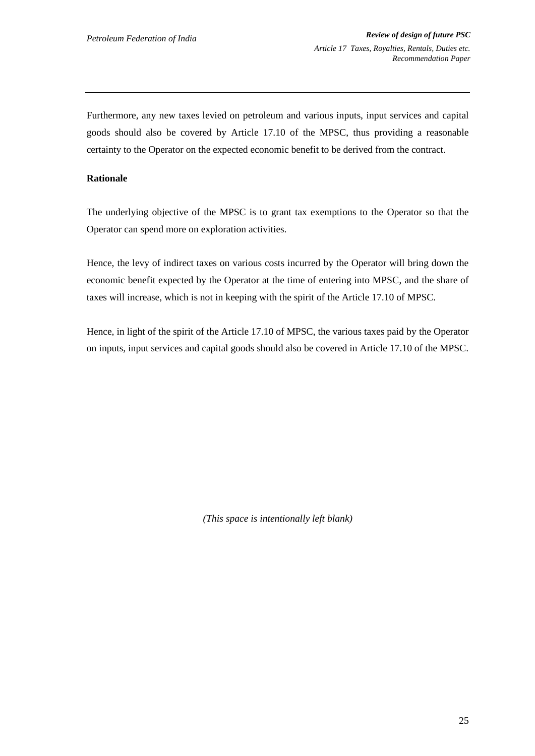Furthermore, any new taxes levied on petroleum and various inputs, input services and capital goods should also be covered by Article 17.10 of the MPSC, thus providing a reasonable certainty to the Operator on the expected economic benefit to be derived from the contract.

**Rationale**

The underlying objective of the MPSC is to grant tax exemptions to the Operator so that the Operator can spend more on exploration activities.

Hence, the levy of indirect taxes on various costs incurred by the Operator will bring down the economic benefit expected by the Operator at the time of entering into MPSC, and the share of taxes will increase, which is not in keeping with the spirit of the Article 17.10 of MPSC.

Hence, in light of the spirit of the Article 17.10 of MPSC, the various taxes paid by the Operator on inputs, input services and capital goods should also be covered in Article 17.10 of the MPSC.

*(This space is intentionally left blank)*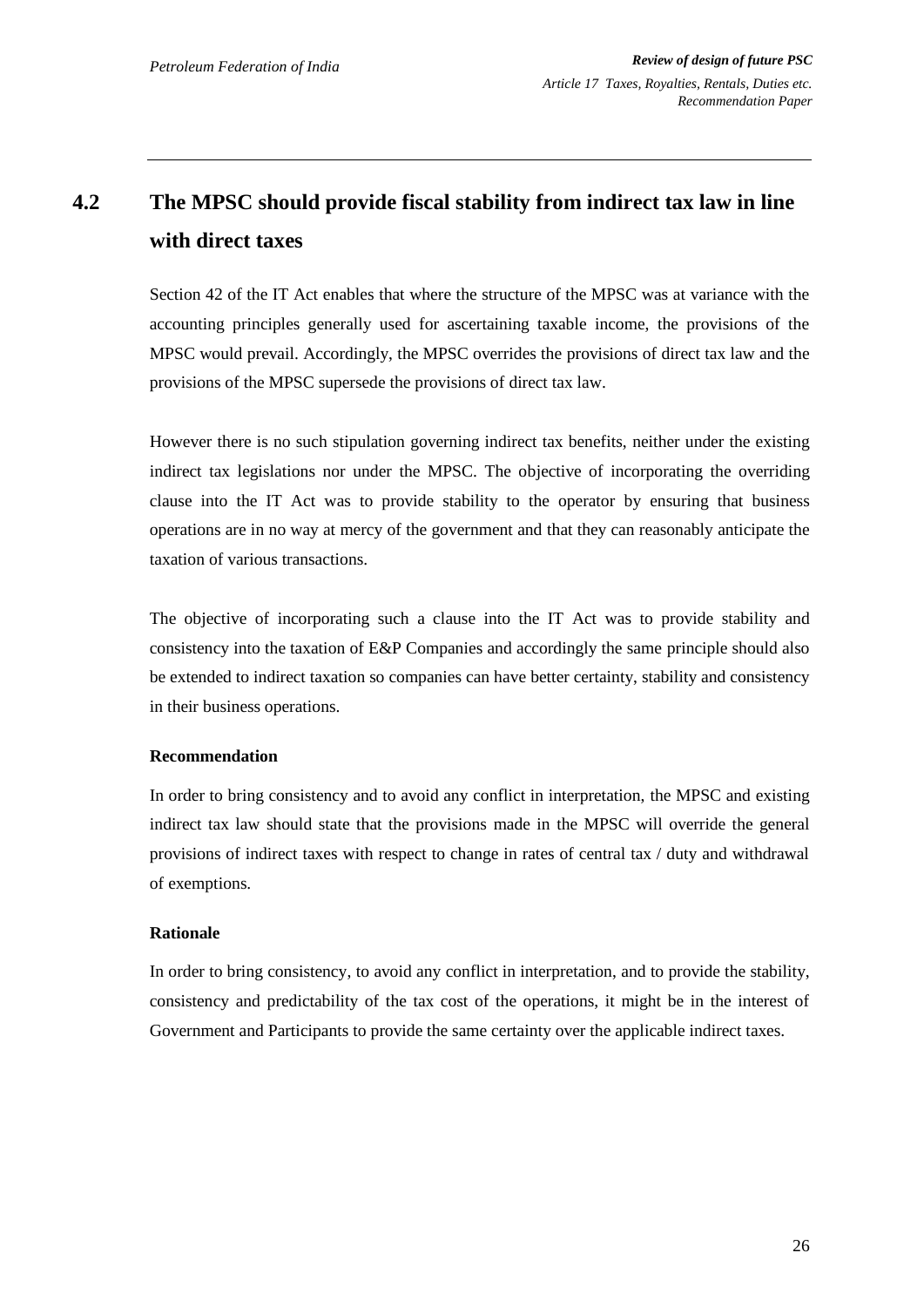## 4.2 The MPSC should provide fiscal stability from indirect tax law in line with direct taxes

Section 42 of the IT Act enables that where the structure of the MPSC was at variance with the accounting principles generally used for ascertaining taxable income, the provisions of the MPSC would prevail. Accordingly, the MPSC overrides the provisions of direct tax law and the provisions of the MPSC supersede the provisions of direct tax law.

However there is no such stipulation governing indirect tax benefits, neither under the existing indirect tax legislations nor under the MPSC. The objective of incorporating the overriding clause into the IT Act was to provide stability to the operator by ensuring that business operations are in no way at mercy of the government and that they can reasonably anticipate the taxation of various transactions.

The objective of incorporating such a clause into the IT Act was to provide stability and consistency into the taxation of E&P Companies and accordingly the same principle should also be extended to indirect taxation so companies can have better certainty, stability and consistency in their business operations.

**Recommendation**

In order to bring consistency and to avoid any conflict in interpretation, the MPSC and existing indirect tax law should state that the provisions made in the MPSC will override the general provisions of indirect taxes with respect to change in rates of central tax / duty and withdrawal of exemptions.

**Rationale**

In order to bring consistency, to avoid any conflict in interpretation, and to provide the stability, consistency and predictability of the tax cost of the operations, it might be in the interest of Government and Participants to provide the same certainty over the applicable indirect taxes.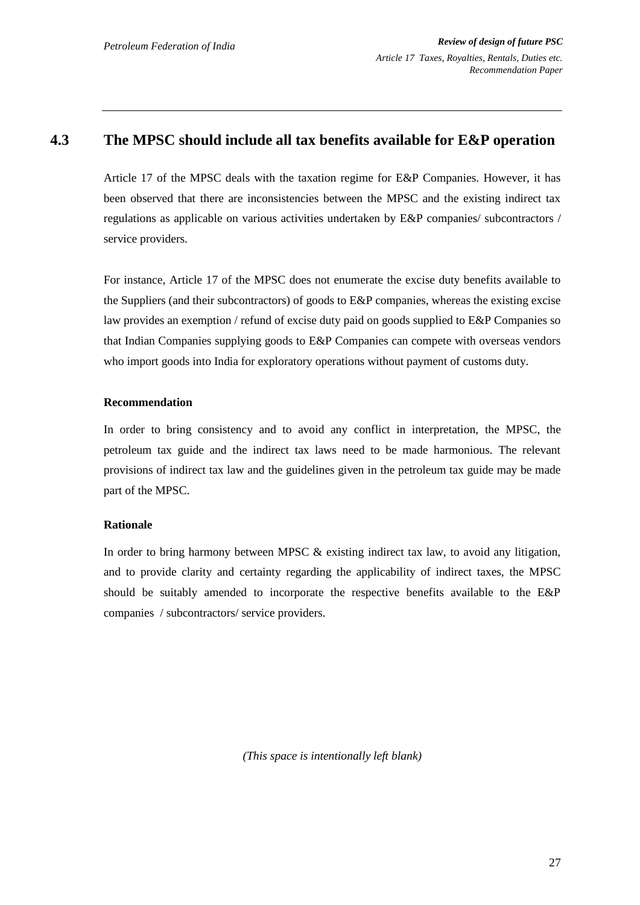## 4.3 The MPSC should include all tax benefits available for E&P operation

Article 17 of the MPSC deals with the taxation regime for E&P Companies. However, it has been observed that there are inconsistencies between the MPSC and the existing indirect tax regulations as applicable on various activities undertaken by E&P companies/ subcontractors / service providers.

For instance, Article 17 of the MPSC does not enumerate the excise duty benefits available to the Suppliers (and their subcontractors) of goods to E&P companies, whereas the existing excise law provides an exemption / refund of excise duty paid on goods supplied to E&P Companies so that Indian Companies supplying goods to E&P Companies can compete with overseas vendors who import goods into India for exploratory operations without payment of customs duty.

**Recommendation**

In order to bring consistency and to avoid any conflict in interpretation, the MPSC, the petroleum tax guide and the indirect tax laws need to be made harmonious. The relevant provisions of indirect tax law and the guidelines given in the petroleum tax guide may be made part of the MPSC.

**Rationale**

In order to bring harmony between MPSC & existing indirect tax law, to avoid any litigation, and to provide clarity and certainty regarding the applicability of indirect taxes, the MPSC should be suitably amended to incorporate the respective benefits available to the E&P companies / subcontractors/ service providers.

*(This space is intentionally left blank)*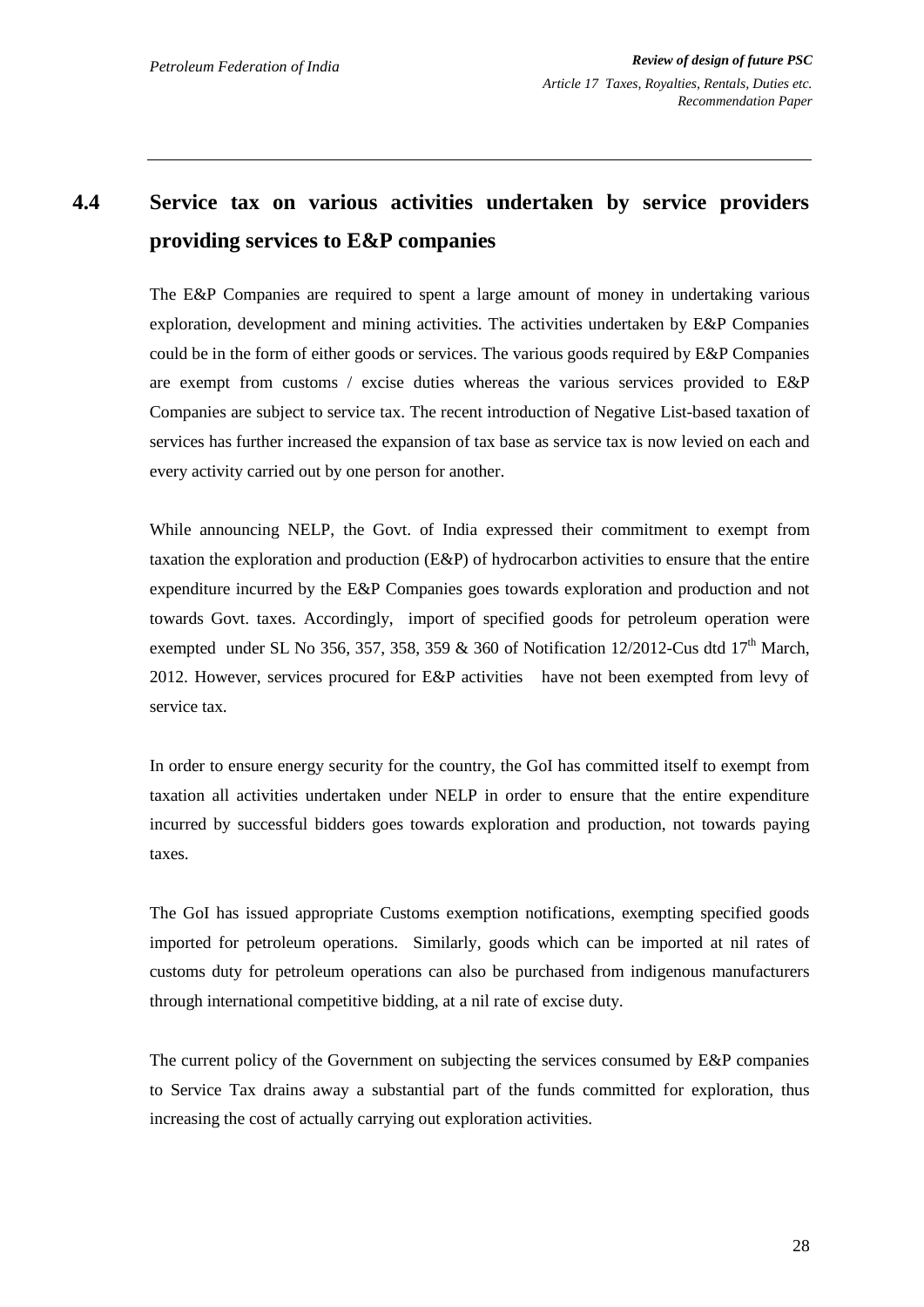## 4.4 Service tax on various activities undertaken by service providers providing services to E&P companies

The E&P Companies are required to spent a large amount of money in undertaking various exploration, development and mining activities. The activities undertaken by E&P Companies could be in the form of either goods or services. The various goods required by E&P Companies are exempt from customs / excise duties whereas the various services provided to E&P Companies are subject to service tax. The recent introduction of Negative List-based taxation of services has further increased the expansion of tax base as service tax is now levied on each and every activity carried out by one person for another.

While announcing NELP, the Govt. of India expressed their commitment to exempt from taxation the exploration and production (E&P) of hydrocarbon activities to ensure that the entire expenditure incurred by the E&P Companies goes towards exploration and production and not towards Govt. taxes. Accordingly, import of specified goods for petroleum operation were exempted under SL No 356, 357, 358, 359 & 360 of Notification 12/2012-Cus dtd 17th March, 2012. However, services procured for E&P activities have not been exempted from levy of service tax.

In order to ensure energy security for the country, the GoI has committed itself to exempt from taxation all activities undertaken under NELP in order to ensure that the entire expenditure incurred by successful bidders goes towards exploration and production, not towards paying taxes.

The GoI has issued appropriate Customs exemption notifications, exempting specified goods imported for petroleum operations. Similarly, goods which can be imported at nil rates of customs duty for petroleum operations can also be purchased from indigenous manufacturers through international competitive bidding, at a nil rate of excise duty.

The current policy of the Government on subjecting the services consumed by E&P companies to Service Tax drains away a substantial part of the funds committed for exploration, thus increasing the cost of actually carrying out exploration activities.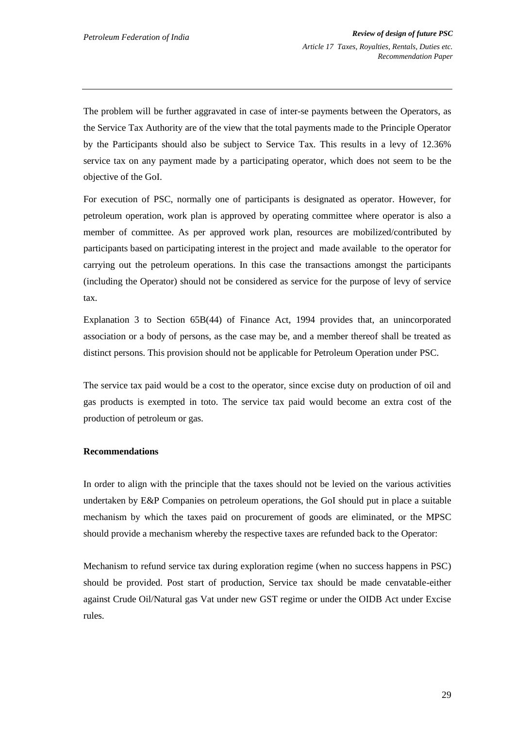The problem will be further aggravated in case of inter-se payments between the Operators, as the Service Tax Authority are of the view that the total payments made to the Principle Operator by the Participants should also be subject to Service Tax. This results in a levy of 12.36% service tax on any payment made by a participating operator, which does not seem to be the objective of the GoI.

For execution of PSC, normally one of participants is designated as operator. However, for petroleum operation, work plan is approved by operating committee where operator is also a member of committee. As per approved work plan, resources are mobilized/contributed by participants based on participating interest in the project and made available to the operator for carrying out the petroleum operations. In this case the transactions amongst the participants (including the Operator) should not be considered as service for the purpose of levy of service tax.

Explanation 3 to Section 65B(44) of Finance Act, 1994 provides that, an unincorporated association or a body of persons, as the case may be, and a member thereof shall be treated as distinct persons. This provision should not be applicable for Petroleum Operation under PSC.

The service tax paid would be a cost to the operator, since excise duty on production of oil and gas products is exempted in toto. The service tax paid would become an extra cost of the production of petroleum or gas.

**Recommendations**

In order to align with the principle that the taxes should not be levied on the various activities undertaken by E&P Companies on petroleum operations, the GoI should put in place a suitable mechanism by which the taxes paid on procurement of goods are eliminated, or the MPSC should provide a mechanism whereby the respective taxes are refunded back to the Operator:

Mechanism to refund service tax during exploration regime (when no success happens in PSC) should be provided. Post start of production, Service tax should be made cenvatable-either against Crude Oil/Natural gas Vat under new GST regime or under the OIDB Act under Excise rules.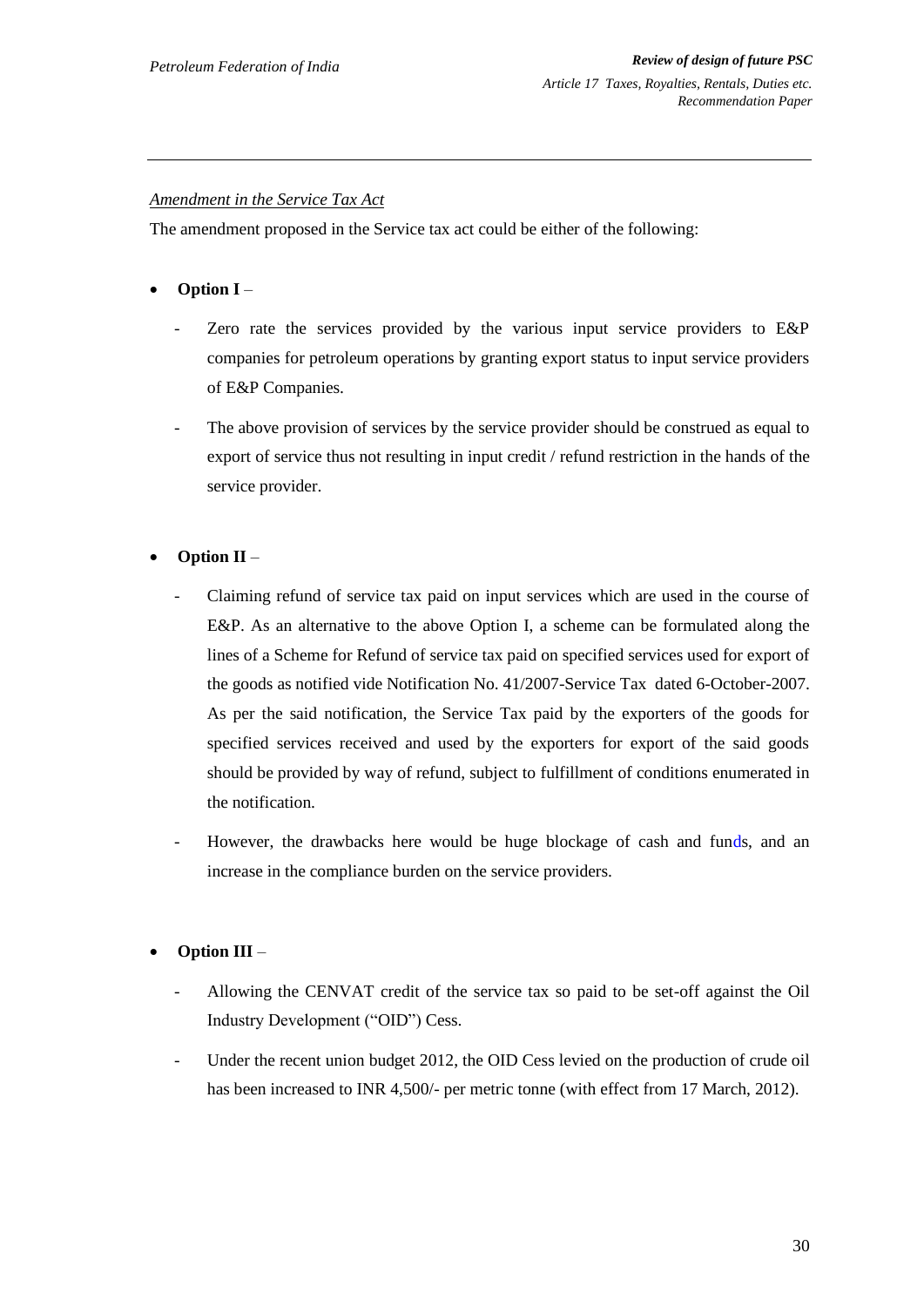*Amendment in the Service Tax Act*

The amendment proposed in the Service tax act could be either of the following:

- **Option I** –
  - Zero rate the services provided by the various input service providers to E&P companies for petroleum operations by granting export status to input service providers of E&P Companies.
  - The above provision of services by the service provider should be construed as equal to export of service thus not resulting in input credit / refund restriction in the hands of the service provider.

- **Option II** –
  - Claiming refund of service tax paid on input services which are used in the course of E&P. As an alternative to the above Option I, a scheme can be formulated along the lines of a Scheme for Refund of service tax paid on specified services used for export of the goods as notified vide Notification No. 41/2007-Service Tax dated 6-October-2007. As per the said notification, the Service Tax paid by the exporters of the goods for specified services received and used by the exporters for export of the said goods should be provided by way of refund, subject to fulfillment of conditions enumerated in the notification.
  - However, the drawbacks here would be huge blockage of cash and funds, and an increase in the compliance burden on the service providers.

- **Option III** –
  - Allowing the CENVAT credit of the service tax so paid to be set-off against the Oil Industry Development ("OID") Cess.
  - Under the recent union budget 2012, the OID Cess levied on the production of crude oil has been increased to INR 4,500/- per metric tonne (with effect from 17 March, 2012).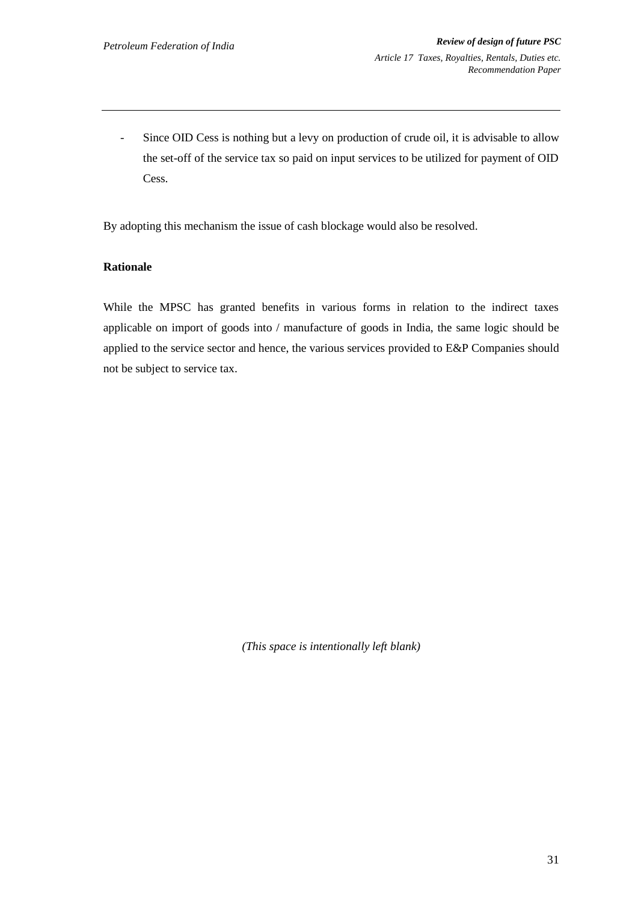- Since OID Cess is nothing but a levy on production of crude oil, it is advisable to allow the set-off of the service tax so paid on input services to be utilized for payment of OID Cess.

By adopting this mechanism the issue of cash blockage would also be resolved.

**Rationale**

While the MPSC has granted benefits in various forms in relation to the indirect taxes applicable on import of goods into / manufacture of goods in India, the same logic should be applied to the service sector and hence, the various services provided to E&P Companies should not be subject to service tax.

*(This space is intentionally left blank)*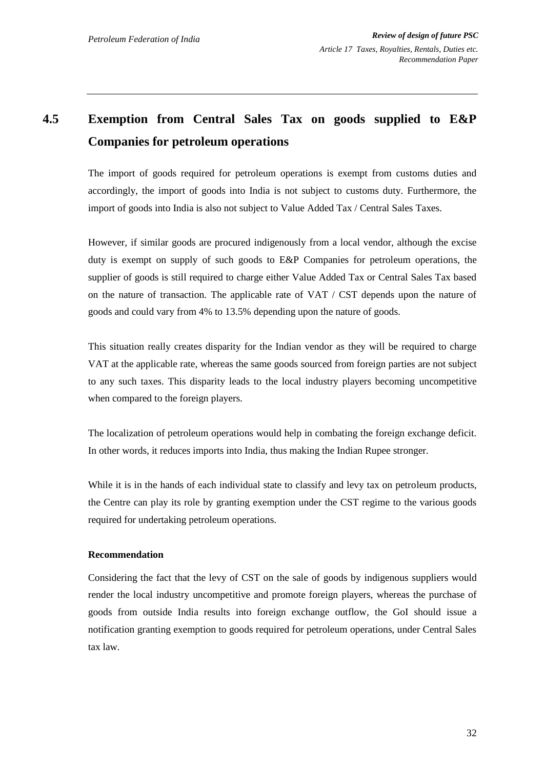## 4.5 Exemption from Central Sales Tax on goods supplied to E&P Companies for petroleum operations

The import of goods required for petroleum operations is exempt from customs duties and accordingly, the import of goods into India is not subject to customs duty. Furthermore, the import of goods into India is also not subject to Value Added Tax / Central Sales Taxes.

However, if similar goods are procured indigenously from a local vendor, although the excise duty is exempt on supply of such goods to E&P Companies for petroleum operations, the supplier of goods is still required to charge either Value Added Tax or Central Sales Tax based on the nature of transaction. The applicable rate of VAT / CST depends upon the nature of goods and could vary from 4% to 13.5% depending upon the nature of goods.

This situation really creates disparity for the Indian vendor as they will be required to charge VAT at the applicable rate, whereas the same goods sourced from foreign parties are not subject to any such taxes. This disparity leads to the local industry players becoming uncompetitive when compared to the foreign players.

The localization of petroleum operations would help in combating the foreign exchange deficit. In other words, it reduces imports into India, thus making the Indian Rupee stronger.

While it is in the hands of each individual state to classify and levy tax on petroleum products, the Centre can play its role by granting exemption under the CST regime to the various goods required for undertaking petroleum operations.

**Recommendation**

Considering the fact that the levy of CST on the sale of goods by indigenous suppliers would render the local industry uncompetitive and promote foreign players, whereas the purchase of goods from outside India results into foreign exchange outflow, the GoI should issue a notification granting exemption to goods required for petroleum operations, under Central Sales tax law.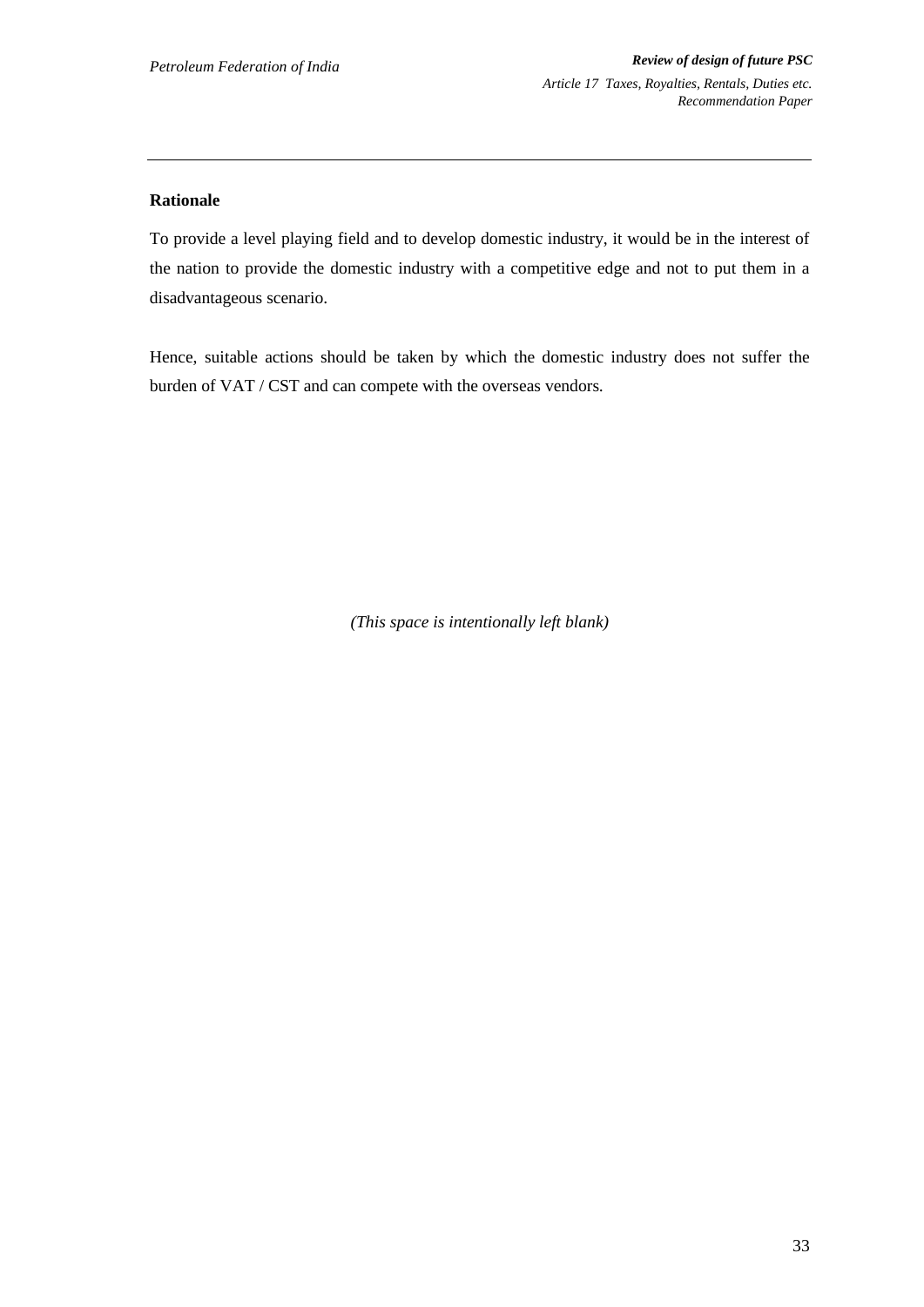**Rationale**

To provide a level playing field and to develop domestic industry, it would be in the interest of the nation to provide the domestic industry with a competitive edge and not to put them in a disadvantageous scenario.

Hence, suitable actions should be taken by which the domestic industry does not suffer the burden of VAT / CST and can compete with the overseas vendors.

*(This space is intentionally left blank)*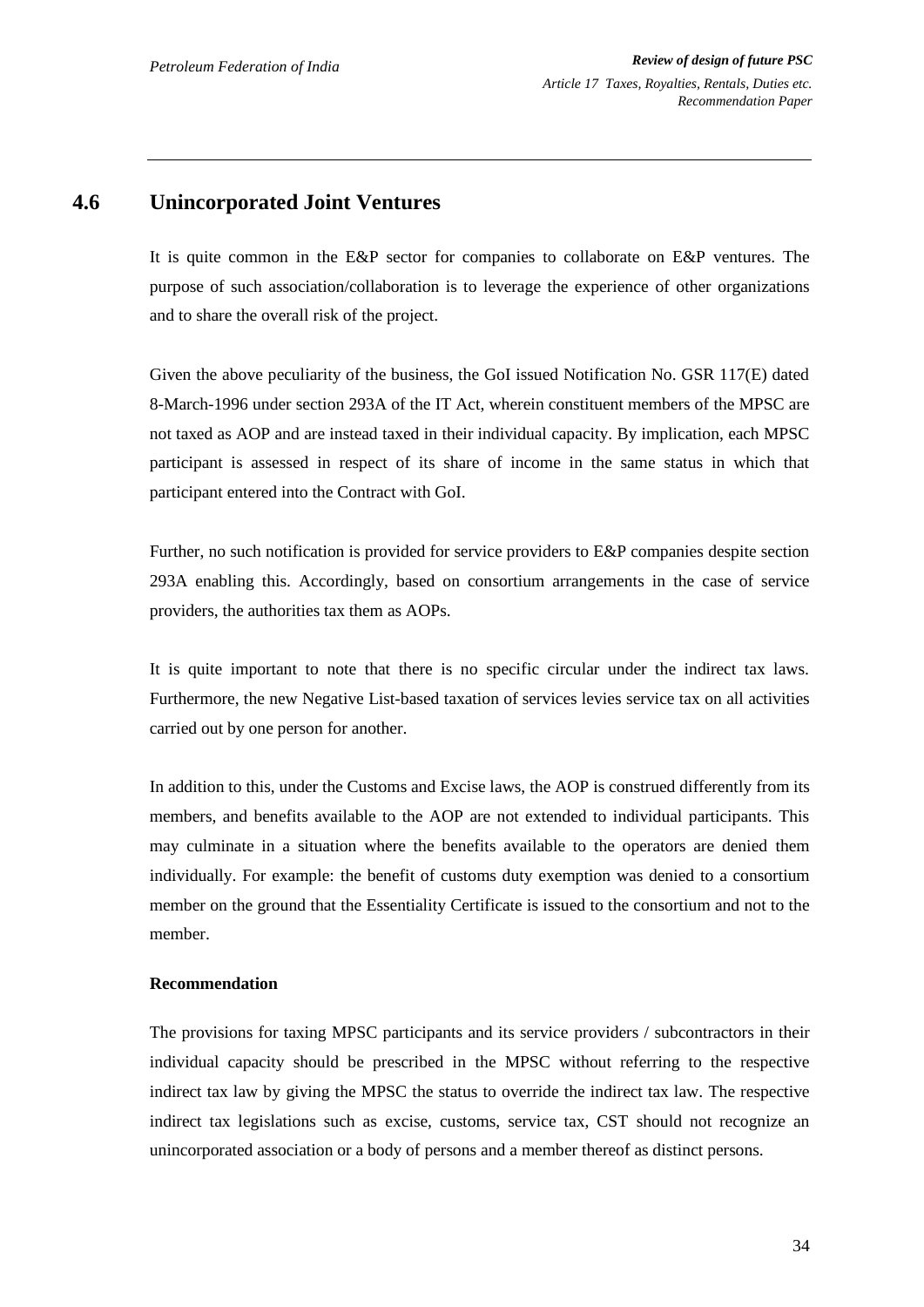## 4.6 Unincorporated Joint Ventures

It is quite common in the E&P sector for companies to collaborate on E&P ventures. The purpose of such association/collaboration is to leverage the experience of other organizations and to share the overall risk of the project.

Given the above peculiarity of the business, the GoI issued Notification No. GSR 117(E) dated 8-March-1996 under section 293A of the IT Act, wherein constituent members of the MPSC are not taxed as AOP and are instead taxed in their individual capacity. By implication, each MPSC participant is assessed in respect of its share of income in the same status in which that participant entered into the Contract with GoI.

Further, no such notification is provided for service providers to E&P companies despite section 293A enabling this. Accordingly, based on consortium arrangements in the case of service providers, the authorities tax them as AOPs.

It is quite important to note that there is no specific circular under the indirect tax laws. Furthermore, the new Negative List-based taxation of services levies service tax on all activities carried out by one person for another.

In addition to this, under the Customs and Excise laws, the AOP is construed differently from its members, and benefits available to the AOP are not extended to individual participants. This may culminate in a situation where the benefits available to the operators are denied them individually. For example: the benefit of customs duty exemption was denied to a consortium member on the ground that the Essentiality Certificate is issued to the consortium and not to the member.

**Recommendation**

The provisions for taxing MPSC participants and its service providers / subcontractors in their individual capacity should be prescribed in the MPSC without referring to the respective indirect tax law by giving the MPSC the status to override the indirect tax law. The respective indirect tax legislations such as excise, customs, service tax, CST should not recognize an unincorporated association or a body of persons and a member thereof as distinct persons.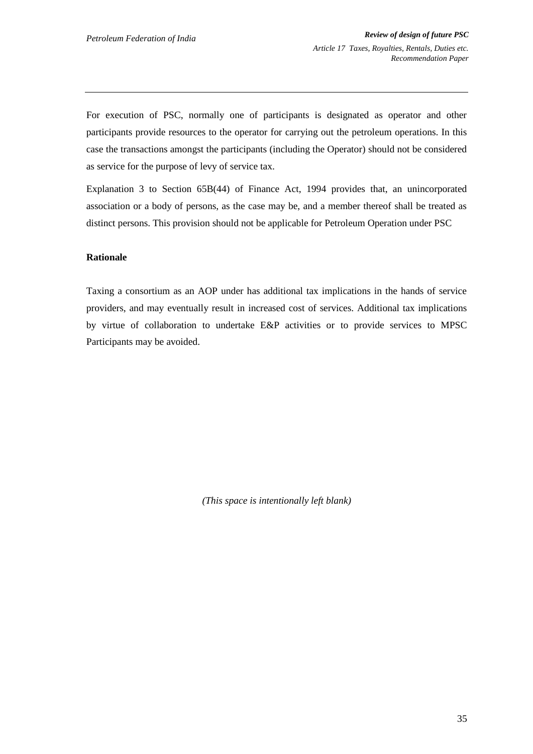For execution of PSC, normally one of participants is designated as operator and other participants provide resources to the operator for carrying out the petroleum operations. In this case the transactions amongst the participants (including the Operator) should not be considered as service for the purpose of levy of service tax.

Explanation 3 to Section 65B(44) of Finance Act, 1994 provides that, an unincorporated association or a body of persons, as the case may be, and a member thereof shall be treated as distinct persons. This provision should not be applicable for Petroleum Operation under PSC

**Rationale**

Taxing a consortium as an AOP under has additional tax implications in the hands of service providers, and may eventually result in increased cost of services. Additional tax implications by virtue of collaboration to undertake E&P activities or to provide services to MPSC Participants may be avoided.

*(This space is intentionally left blank)*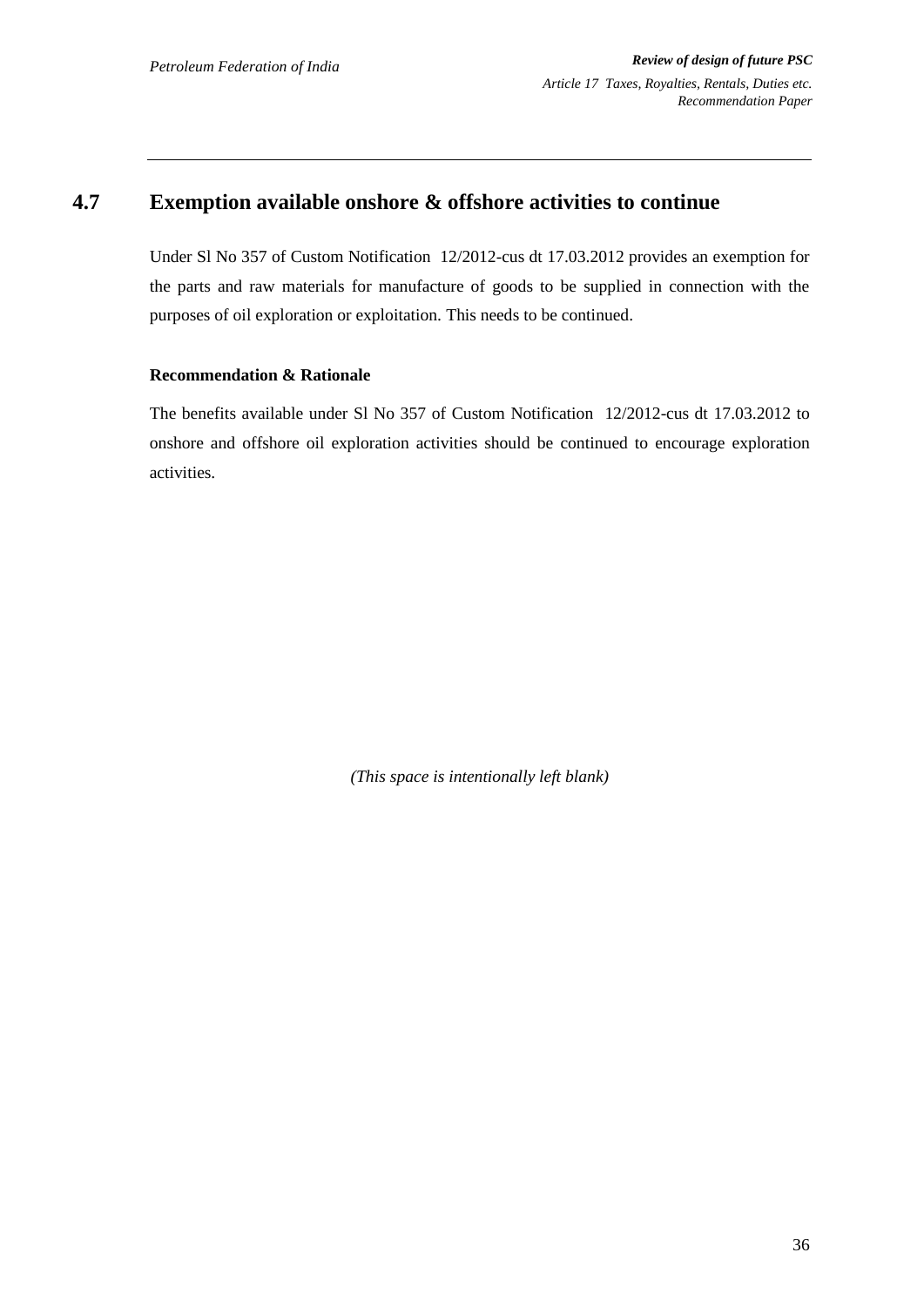## 4.7 Exemption available onshore & offshore activities to continue

Under Sl No 357 of Custom Notification 12/2012-cus dt 17.03.2012 provides an exemption for the parts and raw materials for manufacture of goods to be supplied in connection with the purposes of oil exploration or exploitation. This needs to be continued.

**Recommendation & Rationale**

The benefits available under Sl No 357 of Custom Notification 12/2012-cus dt 17.03.2012 to onshore and offshore oil exploration activities should be continued to encourage exploration activities.

*(This space is intentionally left blank)*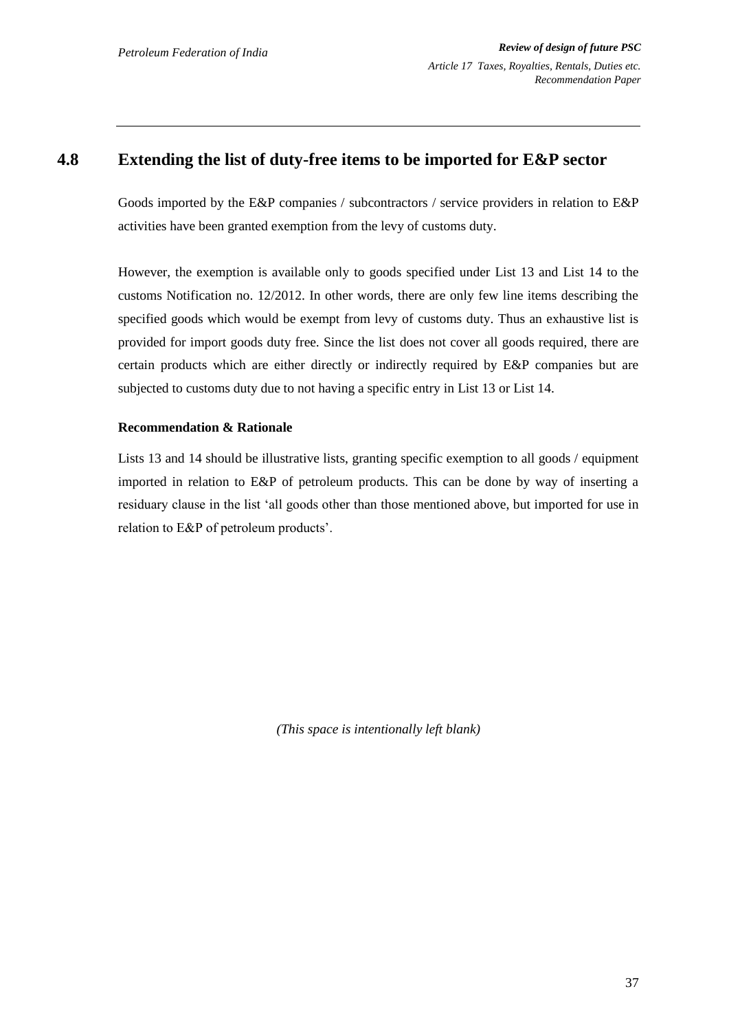## 4.8 Extending the list of duty-free items to be imported for E&P sector

Goods imported by the E&P companies / subcontractors / service providers in relation to E&P activities have been granted exemption from the levy of customs duty.

However, the exemption is available only to goods specified under List 13 and List 14 to the customs Notification no. 12/2012. In other words, there are only few line items describing the specified goods which would be exempt from levy of customs duty. Thus an exhaustive list is provided for import goods duty free. Since the list does not cover all goods required, there are certain products which are either directly or indirectly required by E&P companies but are subjected to customs duty due to not having a specific entry in List 13 or List 14.

**Recommendation & Rationale**

Lists 13 and 14 should be illustrative lists, granting specific exemption to all goods / equipment imported in relation to E&P of petroleum products. This can be done by way of inserting a residuary clause in the list 'all goods other than those mentioned above, but imported for use in relation to E&P of petroleum products'.

*(This space is intentionally left blank)*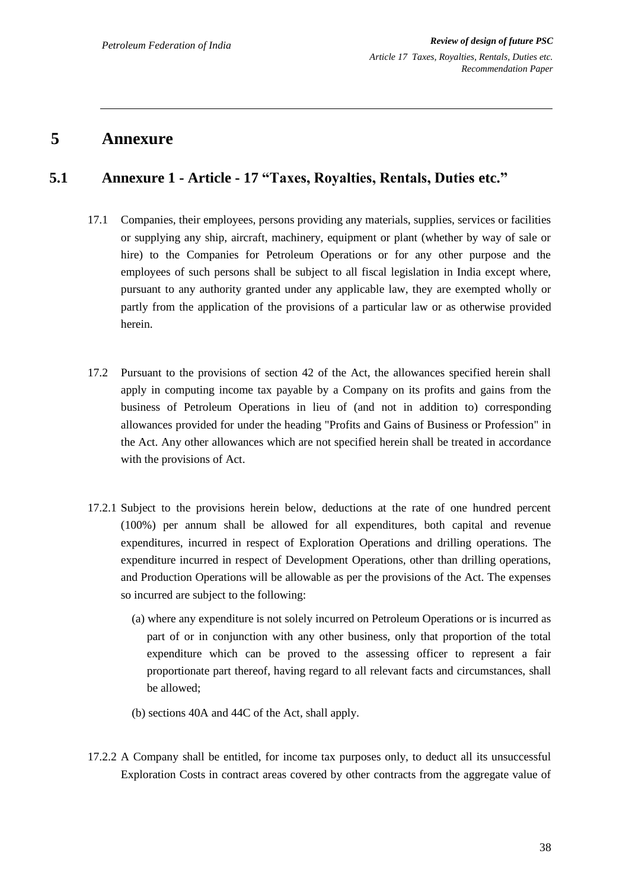# 5 Annexure

## 5.1 Annexure 1 - Article - 17 "Taxes, Royalties, Rentals, Duties etc."

17.1 Companies, their employees, persons providing any materials, supplies, services or facilities or supplying any ship, aircraft, machinery, equipment or plant (whether by way of sale or hire) to the Companies for Petroleum Operations or for any other purpose and the employees of such persons shall be subject to all fiscal legislation in India except where, pursuant to any authority granted under any applicable law, they are exempted wholly or partly from the application of the provisions of a particular law or as otherwise provided herein.

17.2 Pursuant to the provisions of section 42 of the Act, the allowances specified herein shall apply in computing income tax payable by a Company on its profits and gains from the business of Petroleum Operations in lieu of (and not in addition to) corresponding allowances provided for under the heading "Profits and Gains of Business or Profession" in the Act. Any other allowances which are not specified herein shall be treated in accordance with the provisions of Act.

17.2.1 Subject to the provisions herein below, deductions at the rate of one hundred percent (100%) per annum shall be allowed for all expenditures, both capital and revenue expenditures, incurred in respect of Exploration Operations and drilling operations. The expenditure incurred in respect of Development Operations, other than drilling operations, and Production Operations will be allowable as per the provisions of the Act. The expenses so incurred are subject to the following:

(a) where any expenditure is not solely incurred on Petroleum Operations or is incurred as part of or in conjunction with any other business, only that proportion of the total expenditure which can be proved to the assessing officer to represent a fair proportionate part thereof, having regard to all relevant facts and circumstances, shall be allowed;

(b) sections 40A and 44C of the Act, shall apply.

17.2.2 A Company shall be entitled, for income tax purposes only, to deduct all its unsuccessful Exploration Costs in contract areas covered by other contracts from the aggregate value of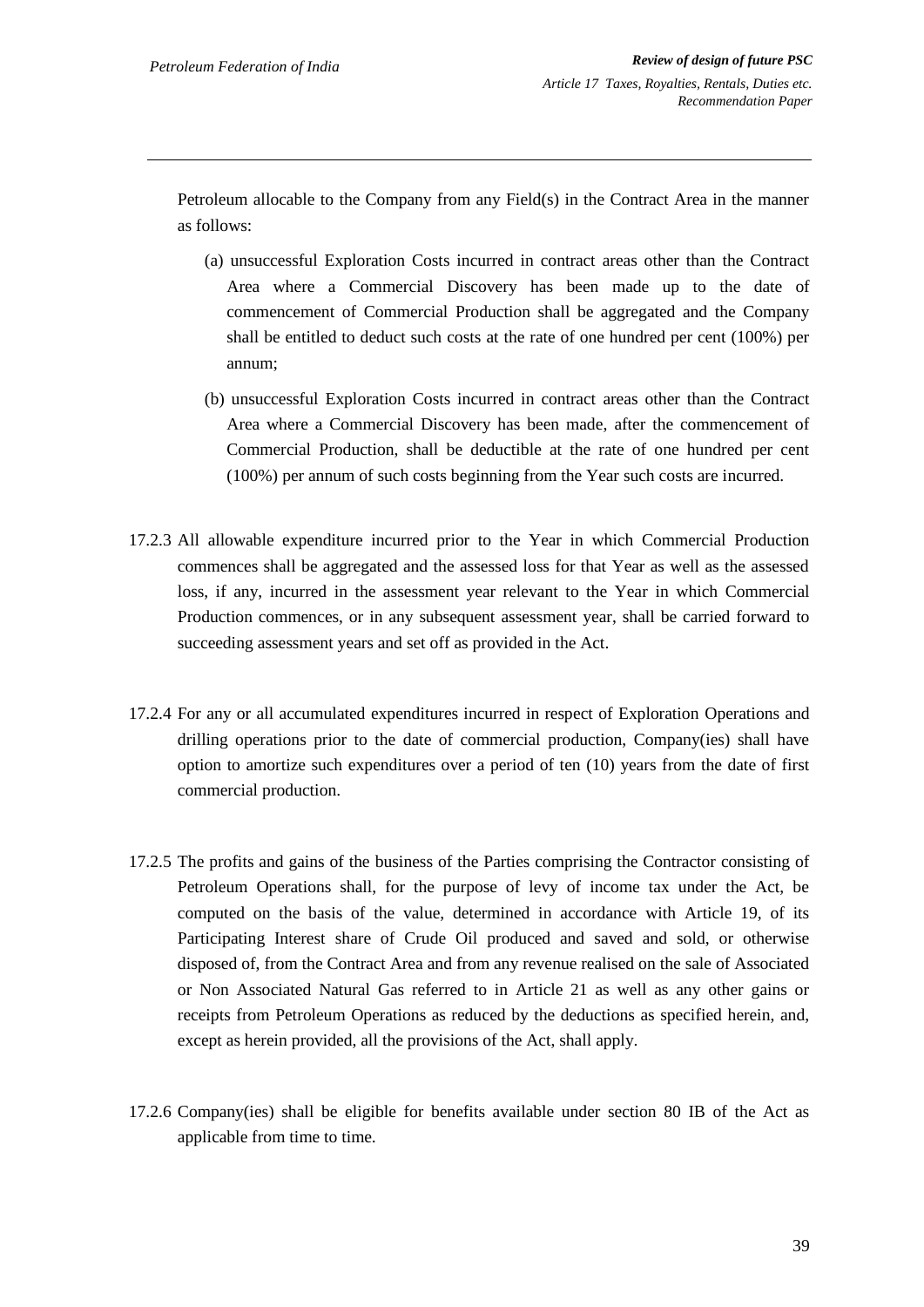Petroleum allocable to the Company from any Field(s) in the Contract Area in the manner as follows:

(a) unsuccessful Exploration Costs incurred in contract areas other than the Contract Area where a Commercial Discovery has been made up to the date of commencement of Commercial Production shall be aggregated and the Company shall be entitled to deduct such costs at the rate of one hundred per cent (100%) per annum;

(b) unsuccessful Exploration Costs incurred in contract areas other than the Contract Area where a Commercial Discovery has been made, after the commencement of Commercial Production, shall be deductible at the rate of one hundred per cent (100%) per annum of such costs beginning from the Year such costs are incurred.

17.2.3 All allowable expenditure incurred prior to the Year in which Commercial Production commences shall be aggregated and the assessed loss for that Year as well as the assessed loss, if any, incurred in the assessment year relevant to the Year in which Commercial Production commences, or in any subsequent assessment year, shall be carried forward to succeeding assessment years and set off as provided in the Act.

17.2.4 For any or all accumulated expenditures incurred in respect of Exploration Operations and drilling operations prior to the date of commercial production, Company(ies) shall have option to amortize such expenditures over a period of ten (10) years from the date of first commercial production.

17.2.5 The profits and gains of the business of the Parties comprising the Contractor consisting of Petroleum Operations shall, for the purpose of levy of income tax under the Act, be computed on the basis of the value, determined in accordance with Article 19, of its Participating Interest share of Crude Oil produced and saved and sold, or otherwise disposed of, from the Contract Area and from any revenue realised on the sale of Associated or Non Associated Natural Gas referred to in Article 21 as well as any other gains or receipts from Petroleum Operations as reduced by the deductions as specified herein, and, except as herein provided, all the provisions of the Act, shall apply.

17.2.6 Company(ies) shall be eligible for benefits available under section 80 IB of the Act as applicable from time to time.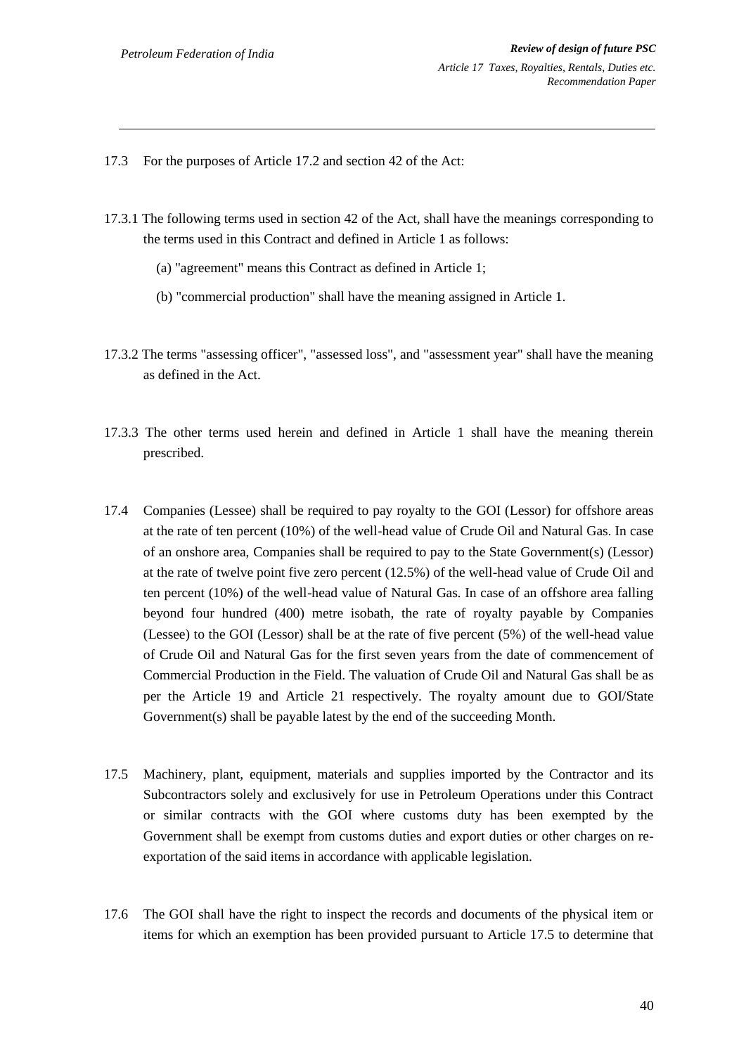17.3 For the purposes of Article 17.2 and section 42 of the Act:

17.3.1 The following terms used in section 42 of the Act, shall have the meanings corresponding to the terms used in this Contract and defined in Article 1 as follows:

(a) "agreement" means this Contract as defined in Article 1;

(b) "commercial production" shall have the meaning assigned in Article 1.

17.3.2 The terms "assessing officer", "assessed loss", and "assessment year" shall have the meaning as defined in the Act.

17.3.3 The other terms used herein and defined in Article 1 shall have the meaning therein prescribed.

17.4 Companies (Lessee) shall be required to pay royalty to the GOI (Lessor) for offshore areas at the rate of ten percent (10%) of the well-head value of Crude Oil and Natural Gas. In case of an onshore area, Companies shall be required to pay to the State Government(s) (Lessor) at the rate of twelve point five zero percent (12.5%) of the well-head value of Crude Oil and ten percent (10%) of the well-head value of Natural Gas. In case of an offshore area falling beyond four hundred (400) metre isobath, the rate of royalty payable by Companies (Lessee) to the GOI (Lessor) shall be at the rate of five percent (5%) of the well-head value of Crude Oil and Natural Gas for the first seven years from the date of commencement of Commercial Production in the Field. The valuation of Crude Oil and Natural Gas shall be as per the Article 19 and Article 21 respectively. The royalty amount due to GOI/State Government(s) shall be payable latest by the end of the succeeding Month.

17.5 Machinery, plant, equipment, materials and supplies imported by the Contractor and its Subcontractors solely and exclusively for use in Petroleum Operations under this Contract or similar contracts with the GOI where customs duty has been exempted by the Government shall be exempt from customs duties and export duties or other charges on re-exportation of the said items in accordance with applicable legislation.

17.6 The GOI shall have the right to inspect the records and documents of the physical item or items for which an exemption has been provided pursuant to Article 17.5 to determine that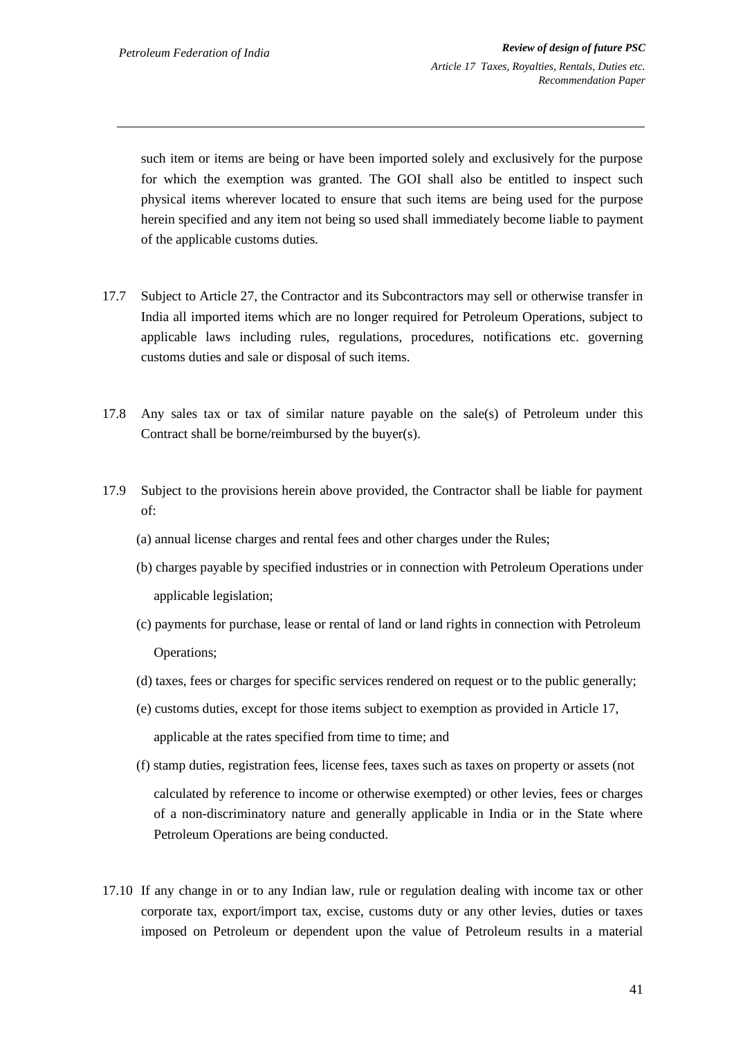such item or items are being or have been imported solely and exclusively for the purpose for which the exemption was granted. The GOI shall also be entitled to inspect such physical items wherever located to ensure that such items are being used for the purpose herein specified and any item not being so used shall immediately become liable to payment of the applicable customs duties.

17.7 Subject to Article 27, the Contractor and its Subcontractors may sell or otherwise transfer in India all imported items which are no longer required for Petroleum Operations, subject to applicable laws including rules, regulations, procedures, notifications etc. governing customs duties and sale or disposal of such items.

17.8 Any sales tax or tax of similar nature payable on the sale(s) of Petroleum under this Contract shall be borne/reimbursed by the buyer(s).

17.9 Subject to the provisions herein above provided, the Contractor shall be liable for payment of:

(a) annual license charges and rental fees and other charges under the Rules;

(b) charges payable by specified industries or in connection with Petroleum Operations under applicable legislation;

(c) payments for purchase, lease or rental of land or land rights in connection with Petroleum Operations;

(d) taxes, fees or charges for specific services rendered on request or to the public generally;

(e) customs duties, except for those items subject to exemption as provided in Article 17, applicable at the rates specified from time to time; and

(f) stamp duties, registration fees, license fees, taxes such as taxes on property or assets (not calculated by reference to income or otherwise exempted) or other levies, fees or charges of a non-discriminatory nature and generally applicable in India or in the State where Petroleum Operations are being conducted.

17.10 If any change in or to any Indian law, rule or regulation dealing with income tax or other corporate tax, export/import tax, excise, customs duty or any other levies, duties or taxes imposed on Petroleum or dependent upon the value of Petroleum results in a material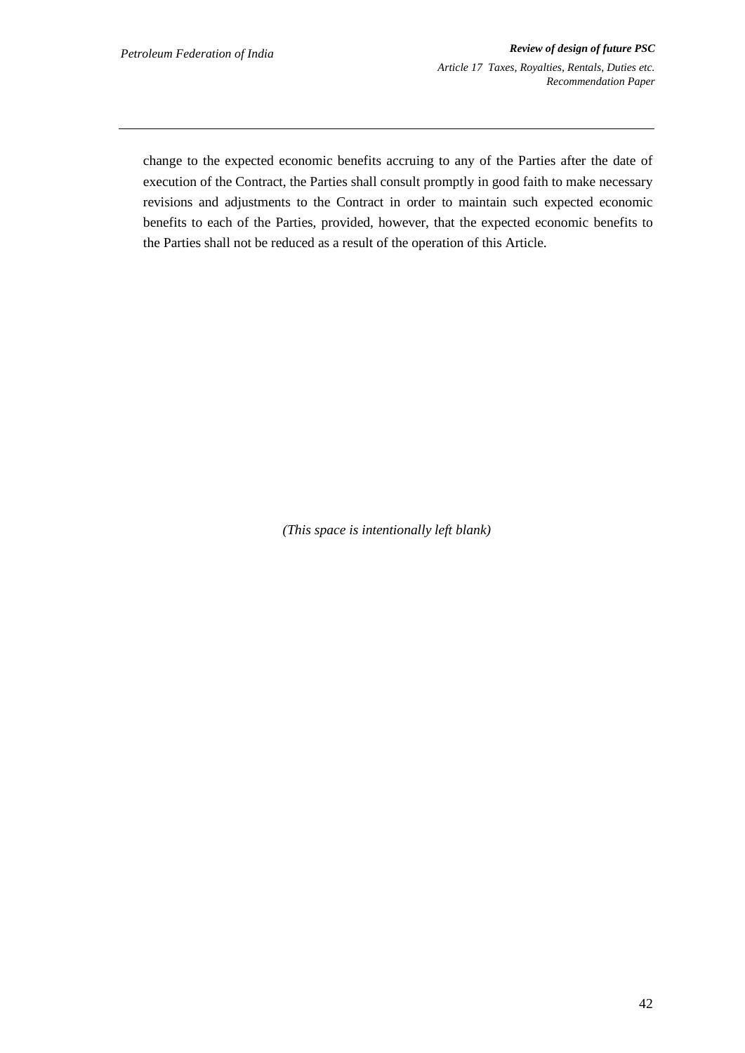change to the expected economic benefits accruing to any of the Parties after the date of execution of the Contract, the Parties shall consult promptly in good faith to make necessary revisions and adjustments to the Contract in order to maintain such expected economic benefits to each of the Parties, provided, however, that the expected economic benefits to the Parties shall not be reduced as a result of the operation of this Article.

*(This space is intentionally left blank)*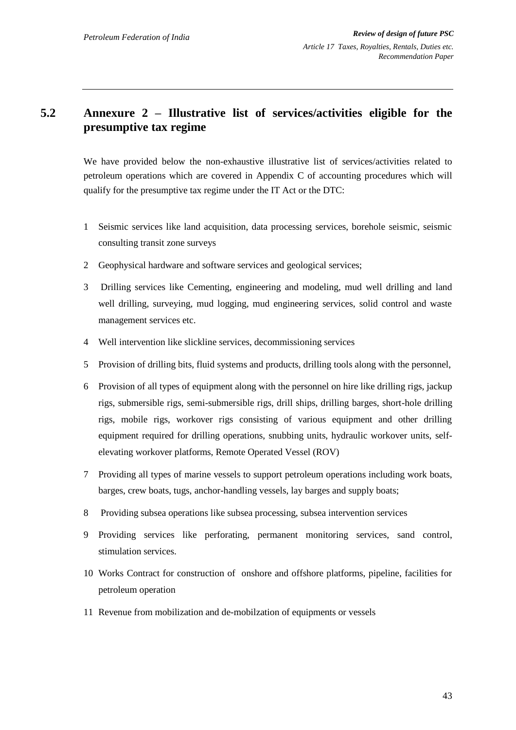## 5.2 Annexure 2 – Illustrative list of services/activities eligible for the presumptive tax regime

We have provided below the non-exhaustive illustrative list of services/activities related to petroleum operations which are covered in Appendix C of accounting procedures which will qualify for the presumptive tax regime under the IT Act or the DTC:

1. Seismic services like land acquisition, data processing services, borehole seismic, seismic consulting transit zone surveys
2. Geophysical hardware and software services and geological services;
3. Drilling services like Cementing, engineering and modeling, mud well drilling and land well drilling, surveying, mud logging, mud engineering services, solid control and waste management services etc.
4. Well intervention like slickline services, decommissioning services
5. Provision of drilling bits, fluid systems and products, drilling tools along with the personnel,
6. Provision of all types of equipment along with the personnel on hire like drilling rigs, jackup rigs, submersible rigs, semi-submersible rigs, drill ships, drilling barges, short-hole drilling rigs, mobile rigs, workover rigs consisting of various equipment and other drilling equipment required for drilling operations, snubbing units, hydraulic workover units, self-elevating workover platforms, Remote Operated Vessel (ROV)
7. Providing all types of marine vessels to support petroleum operations including work boats, barges, crew boats, tugs, anchor-handling vessels, lay barges and supply boats;
8. Providing subsea operations like subsea processing, subsea intervention services
9. Providing services like perforating, permanent monitoring services, sand control, stimulation services.
10. Works Contract for construction of onshore and offshore platforms, pipeline, facilities for petroleum operation
11. Revenue from mobilization and de-mobilzation of equipments or vessels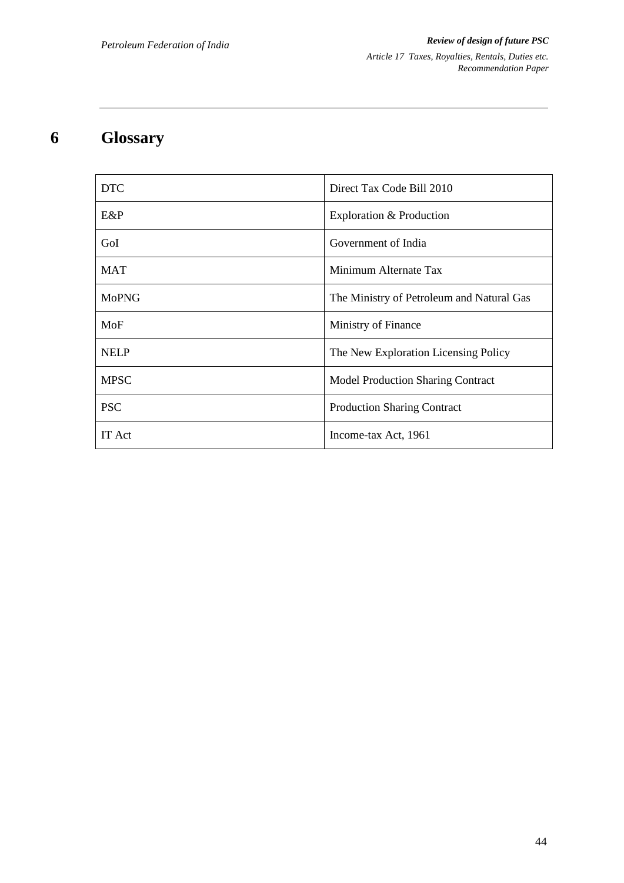# 6 Glossary

| | |
|---|---|
| DTC | Direct Tax Code Bill 2010 |
| E&P | Exploration & Production |
| GoI | Government of India |
| MAT | Minimum Alternate Tax |
| MoPNG | The Ministry of Petroleum and Natural Gas |
| MoF | Ministry of Finance |
| NELP | The New Exploration Licensing Policy |
| MPSC | Model Production Sharing Contract |
| PSC | Production Sharing Contract |
| IT Act | Income-tax Act, 1961 |